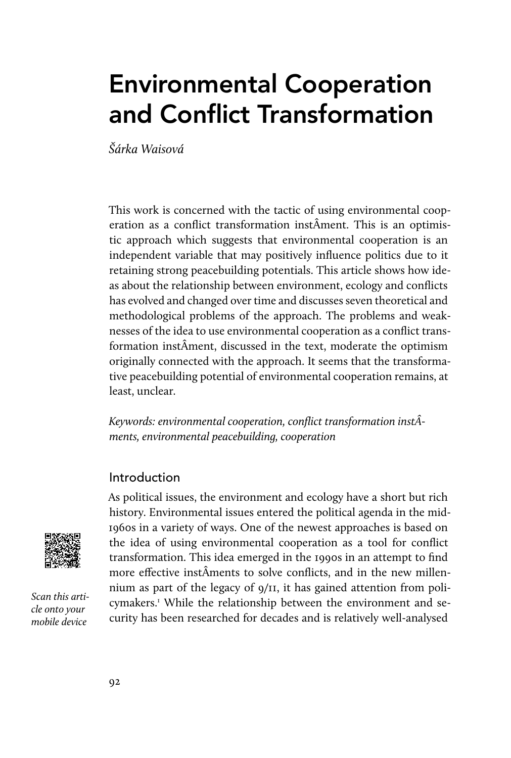# Environmental Cooperation and Conflict Transformation

*Šárka Waisová*

This work is concerned with the tactic of using environmental cooperation as a conflict transformation instÂment. This is an optimistic approach which suggests that environmental cooperation is an independent variable that may positively influence politics due to it retaining strong peacebuilding potentials. This article shows how ideas about the relationship between environment, ecology and conflicts has evolved and changed over time and discusses seven theoretical and methodological problems of the approach. The problems and weaknesses of the idea to use environmental cooperation as a conflict transformation instÂment, discussed in the text, moderate the optimism originally connected with the approach. It seems that the transformative peacebuilding potential of environmental cooperation remains, at least, unclear.

*Keywords: environmental cooperation, conflict transformation instÂments, environmental peacebuilding, cooperation*

## Introduction

As political issues, the environment and ecology have a short but rich history. Environmental issues entered the political agenda in the mid-1960s in a variety of ways. One of the newest approaches is based on the idea of using environmental cooperation as a tool for conflict transformation. This idea emerged in the 1990s in an attempt to find more effective instÂments to solve conflicts, and in the new millennium as part of the legacy of 9/11, it has gained attention from policymakers.[1] While the relationship between the environment and security has been researched for decades and is relatively well-analysed

*Scan this article onto your mobile device*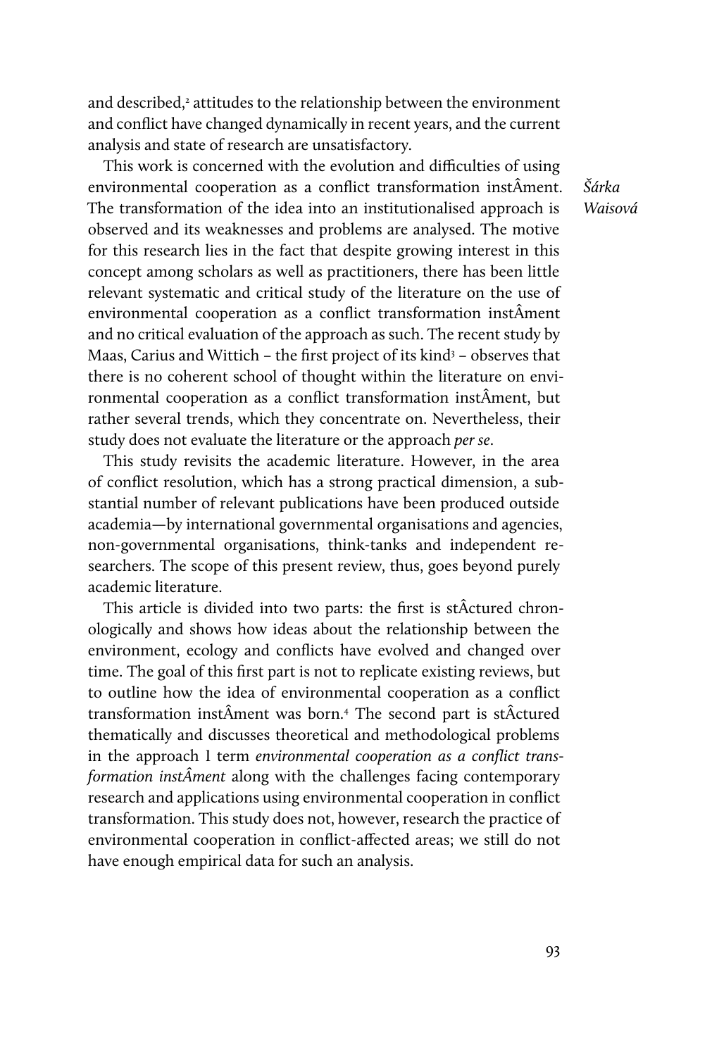and described,[2] attitudes to the relationship between the environment and conflict have changed dynamically in recent years, and the current analysis and state of research are unsatisfactory.

This work is concerned with the evolution and difficulties of using environmental cooperation as a conflict transformation instÂment. The transformation of the idea into an institutionalised approach is observed and its weaknesses and problems are analysed. The motive for this research lies in the fact that despite growing interest in this concept among scholars as well as practitioners, there has been little relevant systematic and critical study of the literature on the use of environmental cooperation as a conflict transformation instÂment and no critical evaluation of the approach as such. The recent study by Maas, Carius and Wittich – the first project of its kind[3] – observes that there is no coherent school of thought within the literature on environmental cooperation as a conflict transformation instÂment, but rather several trends, which they concentrate on. Nevertheless, their study does not evaluate the literature or the approach *per se*.

This study revisits the academic literature. However, in the area of conflict resolution, which has a strong practical dimension, a substantial number of relevant publications have been produced outside academia—by international governmental organisations and agencies, non-governmental organisations, think-tanks and independent researchers. The scope of this present review, thus, goes beyond purely academic literature.

This article is divided into two parts: the first is stÂctured chronologically and shows how ideas about the relationship between the environment, ecology and conflicts have evolved and changed over time. The goal of this first part is not to replicate existing reviews, but to outline how the idea of environmental cooperation as a conflict transformation instÂment was born.[4] The second part is stÂctured thematically and discusses theoretical and methodological problems in the approach I term *environmental cooperation as a conflict transformation instÂment* along with the challenges facing contemporary research and applications using environmental cooperation in conflict transformation. This study does not, however, research the practice of environmental cooperation in conflict-affected areas; we still do not have enough empirical data for such an analysis.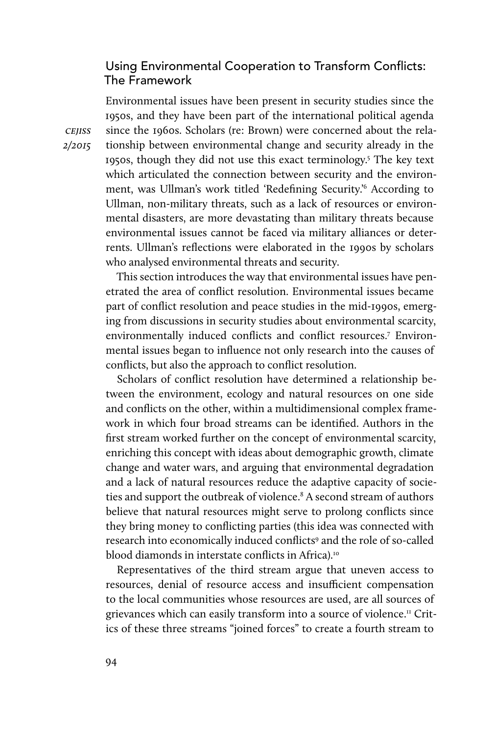## Using Environmental Cooperation to Transform Conflicts: The Framework

Environmental issues have been present in security studies since the 1950s, and they have been part of the international political agenda since the 1960s. Scholars (re: Brown) were concerned about the relationship between environmental change and security already in the 1950s, though they did not use this exact terminology.[5] The key text which articulated the connection between security and the environment, was Ullman's work titled 'Redefining Security.'[6] According to Ullman, non-military threats, such as a lack of resources or environmental disasters, are more devastating than military threats because environmental issues cannot be faced via military alliances or deterrents. Ullman's reflections were elaborated in the 1990s by scholars who analysed environmental threats and security.

This section introduces the way that environmental issues have penetrated the area of conflict resolution. Environmental issues became part of conflict resolution and peace studies in the mid-1990s, emerging from discussions in security studies about environmental scarcity, environmentally induced conflicts and conflict resources.[7] Environmental issues began to influence not only research into the causes of conflicts, but also the approach to conflict resolution.

Scholars of conflict resolution have determined a relationship between the environment, ecology and natural resources on one side and conflicts on the other, within a multidimensional complex framework in which four broad streams can be identified. Authors in the first stream worked further on the concept of environmental scarcity, enriching this concept with ideas about demographic growth, climate change and water wars, and arguing that environmental degradation and a lack of natural resources reduce the adaptive capacity of societies and support the outbreak of violence.[8] A second stream of authors believe that natural resources might serve to prolong conflicts since they bring money to conflicting parties (this idea was connected with research into economically induced conflicts[9] and the role of so-called blood diamonds in interstate conflicts in Africa).[10]

Representatives of the third stream argue that uneven access to resources, denial of resource access and insufficient compensation to the local communities whose resources are used, are all sources of grievances which can easily transform into a source of violence.[11] Critics of these three streams "joined forces" to create a fourth stream to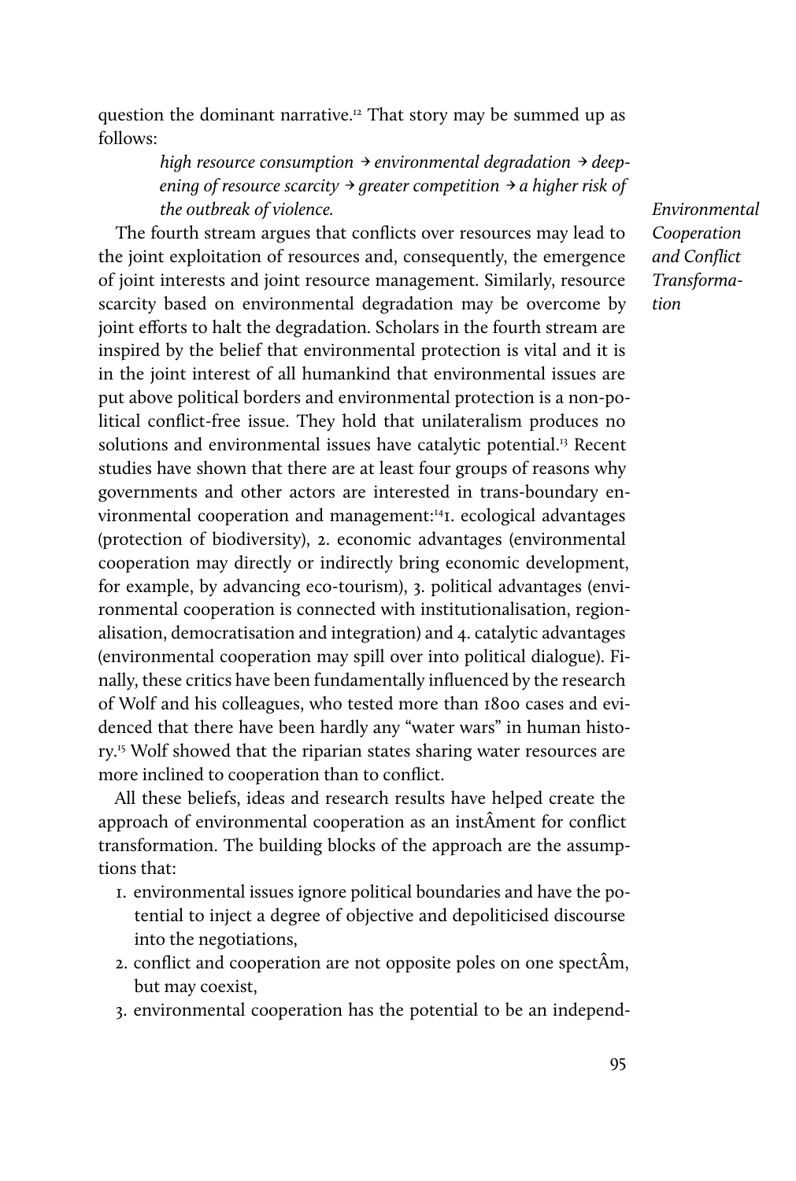question the dominant narrative.[12] That story may be summed up as follows:

> *high resource consumption → environmental degradation → deepening of resource scarcity → greater competition → a higher risk of the outbreak of violence.*

*Environmental Cooperation and Conflict Transformation*

The fourth stream argues that conflicts over resources may lead to the joint exploitation of resources and, consequently, the emergence of joint interests and joint resource management. Similarly, resource scarcity based on environmental degradation may be overcome by joint efforts to halt the degradation. Scholars in the fourth stream are inspired by the belief that environmental protection is vital and it is in the joint interest of all humankind that environmental issues are put above political borders and environmental protection is a non-political conflict-free issue. They hold that unilateralism produces no solutions and environmental issues have catalytic potential.[13] Recent studies have shown that there are at least four groups of reasons why governments and other actors are interested in trans-boundary environmental cooperation and management:[14] 1. ecological advantages (protection of biodiversity), 2. economic advantages (environmental cooperation may directly or indirectly bring economic development, for example, by advancing eco-tourism), 3. political advantages (environmental cooperation is connected with institutionalisation, regionalisation, democratisation and integration) and 4. catalytic advantages (environmental cooperation may spill over into political dialogue). Finally, these critics have been fundamentally influenced by the research of Wolf and his colleagues, who tested more than 1800 cases and evidenced that there have been hardly any "water wars" in human history.[15] Wolf showed that the riparian states sharing water resources are more inclined to cooperation than to conflict.

All these beliefs, ideas and research results have helped create the approach of environmental cooperation as an instÂment for conflict transformation. The building blocks of the approach are the assumptions that:

1. environmental issues ignore political boundaries and have the potential to inject a degree of objective and depoliticised discourse into the negotiations,
2. conflict and cooperation are not opposite poles on one spectÂm, but may coexist,
3. environmental cooperation has the potential to be an independ-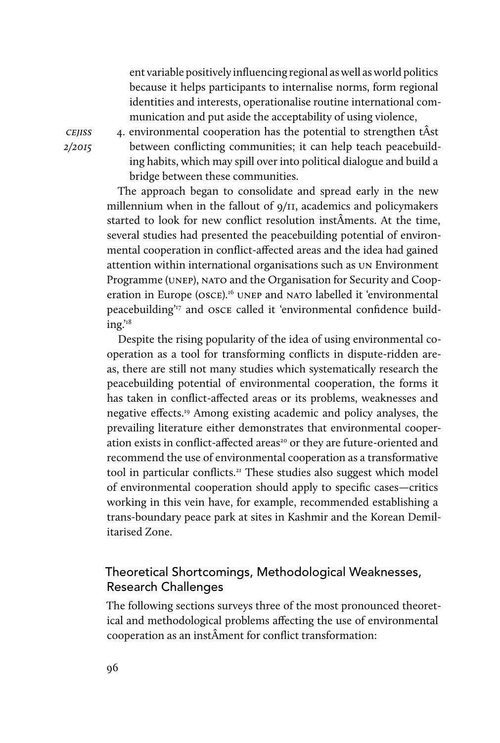ent variable positively influencing regional as well as world politics because it helps participants to internalise norms, form regional identities and interests, operationalise routine international communication and put aside the acceptability of using violence,

4. environmental cooperation has the potential to strengthen tÂst between conflicting communities; it can help teach peacebuilding habits, which may spill over into political dialogue and build a bridge between these communities.

The approach began to consolidate and spread early in the new millennium when in the fallout of 9/11, academics and policymakers started to look for new conflict resolution instÂments. At the time, several studies had presented the peacebuilding potential of environmental cooperation in conflict-affected areas and the idea had gained attention within international organisations such as UN Environment Programme (UNEP), NATO and the Organisation for Security and Cooperation in Europe (OSCE).[16] UNEP and NATO labelled it 'environmental peacebuilding'[17] and OSCE called it 'environmental confidence building.'[18]

Despite the rising popularity of the idea of using environmental cooperation as a tool for transforming conflicts in dispute-ridden areas, there are still not many studies which systematically research the peacebuilding potential of environmental cooperation, the forms it has taken in conflict-affected areas or its problems, weaknesses and negative effects.[19] Among existing academic and policy analyses, the prevailing literature either demonstrates that environmental cooperation exists in conflict-affected areas[20] or they are future-oriented and recommend the use of environmental cooperation as a transformative tool in particular conflicts.[21] These studies also suggest which model of environmental cooperation should apply to specific cases—critics working in this vein have, for example, recommended establishing a trans-boundary peace park at sites in Kashmir and the Korean Demilitarised Zone.

## Theoretical Shortcomings, Methodological Weaknesses, Research Challenges

The following sections surveys three of the most pronounced theoretical and methodological problems affecting the use of environmental cooperation as an instÂment for conflict transformation: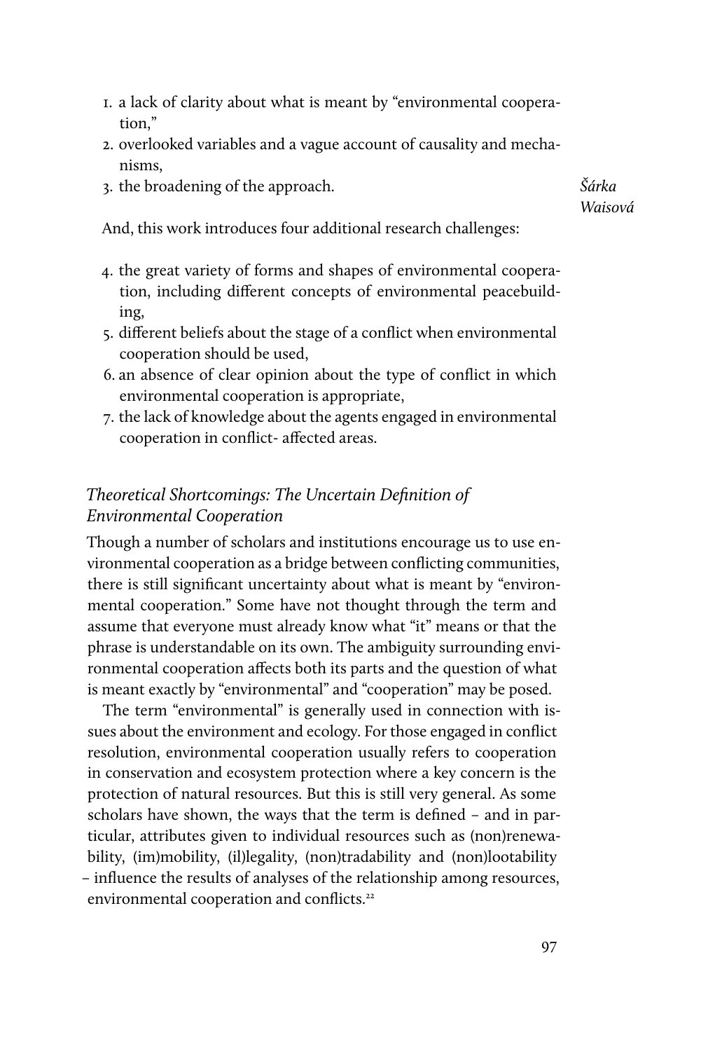1. a lack of clarity about what is meant by "environmental cooperation,"
2. overlooked variables and a vague account of causality and mechanisms,
3. the broadening of the approach.

And, this work introduces four additional research challenges:

4. the great variety of forms and shapes of environmental cooperation, including different concepts of environmental peacebuilding,
5. different beliefs about the stage of a conflict when environmental cooperation should be used,
6. an absence of clear opinion about the type of conflict in which environmental cooperation is appropriate,
7. the lack of knowledge about the agents engaged in environmental cooperation in conflict- affected areas.

### *Theoretical Shortcomings: The Uncertain Definition of Environmental Cooperation*

Though a number of scholars and institutions encourage us to use environmental cooperation as a bridge between conflicting communities, there is still significant uncertainty about what is meant by "environmental cooperation." Some have not thought through the term and assume that everyone must already know what "it" means or that the phrase is understandable on its own. The ambiguity surrounding environmental cooperation affects both its parts and the question of what is meant exactly by "environmental" and "cooperation" may be posed.

The term "environmental" is generally used in connection with issues about the environment and ecology. For those engaged in conflict resolution, environmental cooperation usually refers to cooperation in conservation and ecosystem protection where a key concern is the protection of natural resources. But this is still very general. As some scholars have shown, the ways that the term is defined – and in particular, attributes given to individual resources such as (non)renewability, (im)mobility, (il)legality, (non)tradability and (non)lootability – influence the results of analyses of the relationship among resources, environmental cooperation and conflicts.[22]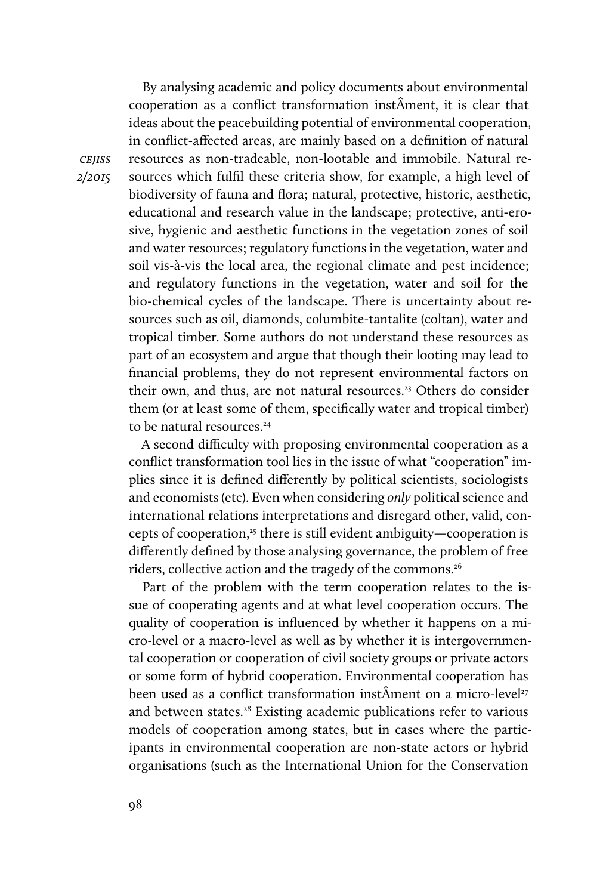By analysing academic and policy documents about environmental cooperation as a conflict transformation instÂment, it is clear that ideas about the peacebuilding potential of environmental cooperation, in conflict-affected areas, are mainly based on a definition of natural resources as non-tradeable, non-lootable and immobile. Natural resources which fulfil these criteria show, for example, a high level of biodiversity of fauna and flora; natural, protective, historic, aesthetic, educational and research value in the landscape; protective, anti-erosive, hygienic and aesthetic functions in the vegetation zones of soil and water resources; regulatory functions in the vegetation, water and soil vis-à-vis the local area, the regional climate and pest incidence; and regulatory functions in the vegetation, water and soil for the bio-chemical cycles of the landscape. There is uncertainty about resources such as oil, diamonds, columbite-tantalite (coltan), water and tropical timber. Some authors do not understand these resources as part of an ecosystem and argue that though their looting may lead to financial problems, they do not represent environmental factors on their own, and thus, are not natural resources.[23] Others do consider them (or at least some of them, specifically water and tropical timber) to be natural resources.[24]

A second difficulty with proposing environmental cooperation as a conflict transformation tool lies in the issue of what "cooperation" implies since it is defined differently by political scientists, sociologists and economists (etc). Even when considering *only* political science and international relations interpretations and disregard other, valid, concepts of cooperation,[25] there is still evident ambiguity—cooperation is differently defined by those analysing governance, the problem of free riders, collective action and the tragedy of the commons.[26]

Part of the problem with the term cooperation relates to the issue of cooperating agents and at what level cooperation occurs. The quality of cooperation is influenced by whether it happens on a micro-level or a macro-level as well as by whether it is intergovernmental cooperation or cooperation of civil society groups or private actors or some form of hybrid cooperation. Environmental cooperation has been used as a conflict transformation instÂment on a micro-level[27] and between states.[28] Existing academic publications refer to various models of cooperation among states, but in cases where the participants in environmental cooperation are non-state actors or hybrid organisations (such as the International Union for the Conservation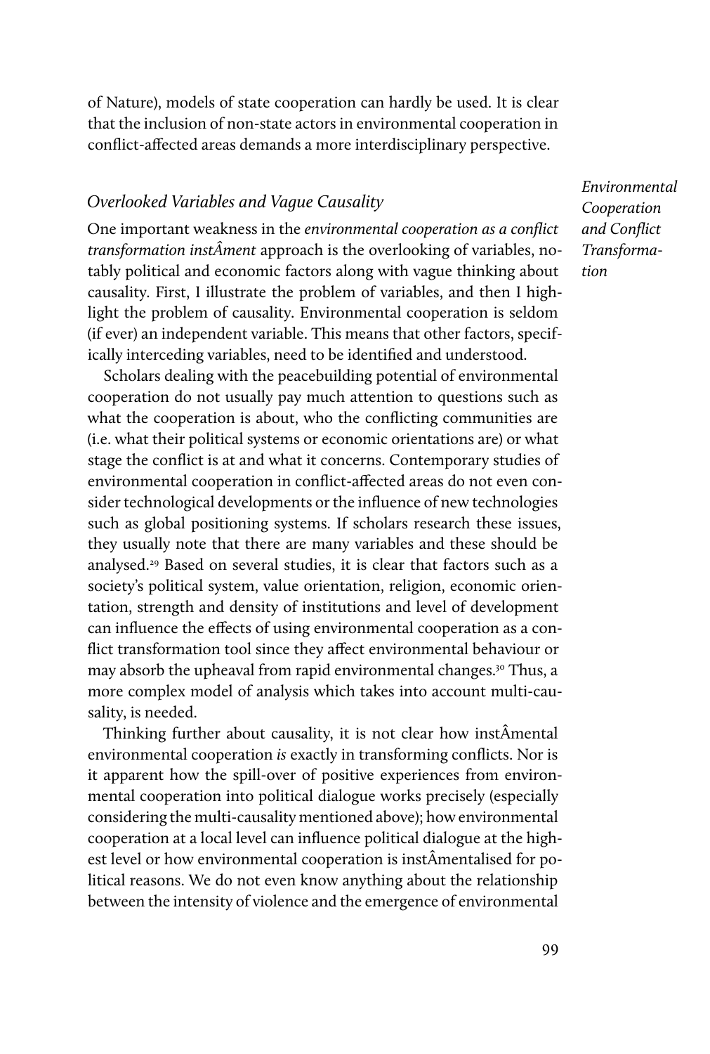of Nature), models of state cooperation can hardly be used. It is clear that the inclusion of non-state actors in environmental cooperation in conflict-affected areas demands a more interdisciplinary perspective.

### *Overlooked Variables and Vague Causality*

One important weakness in the *environmental cooperation as a conflict transformation instÂment* approach is the overlooking of variables, notably political and economic factors along with vague thinking about causality. First, I illustrate the problem of variables, and then I highlight the problem of causality. Environmental cooperation is seldom (if ever) an independent variable. This means that other factors, specifically interceding variables, need to be identified and understood.

Scholars dealing with the peacebuilding potential of environmental cooperation do not usually pay much attention to questions such as what the cooperation is about, who the conflicting communities are (i.e. what their political systems or economic orientations are) or what stage the conflict is at and what it concerns. Contemporary studies of environmental cooperation in conflict-affected areas do not even consider technological developments or the influence of new technologies such as global positioning systems. If scholars research these issues, they usually note that there are many variables and these should be analysed.[29] Based on several studies, it is clear that factors such as a society's political system, value orientation, religion, economic orientation, strength and density of institutions and level of development can influence the effects of using environmental cooperation as a conflict transformation tool since they affect environmental behaviour or may absorb the upheaval from rapid environmental changes.[30] Thus, a more complex model of analysis which takes into account multi-causality, is needed.

Thinking further about causality, it is not clear how instÂmental environmental cooperation *is* exactly in transforming conflicts. Nor is it apparent how the spill-over of positive experiences from environmental cooperation into political dialogue works precisely (especially considering the multi-causality mentioned above); how environmental cooperation at a local level can influence political dialogue at the highest level or how environmental cooperation is instÂmentalised for political reasons. We do not even know anything about the relationship between the intensity of violence and the emergence of environmental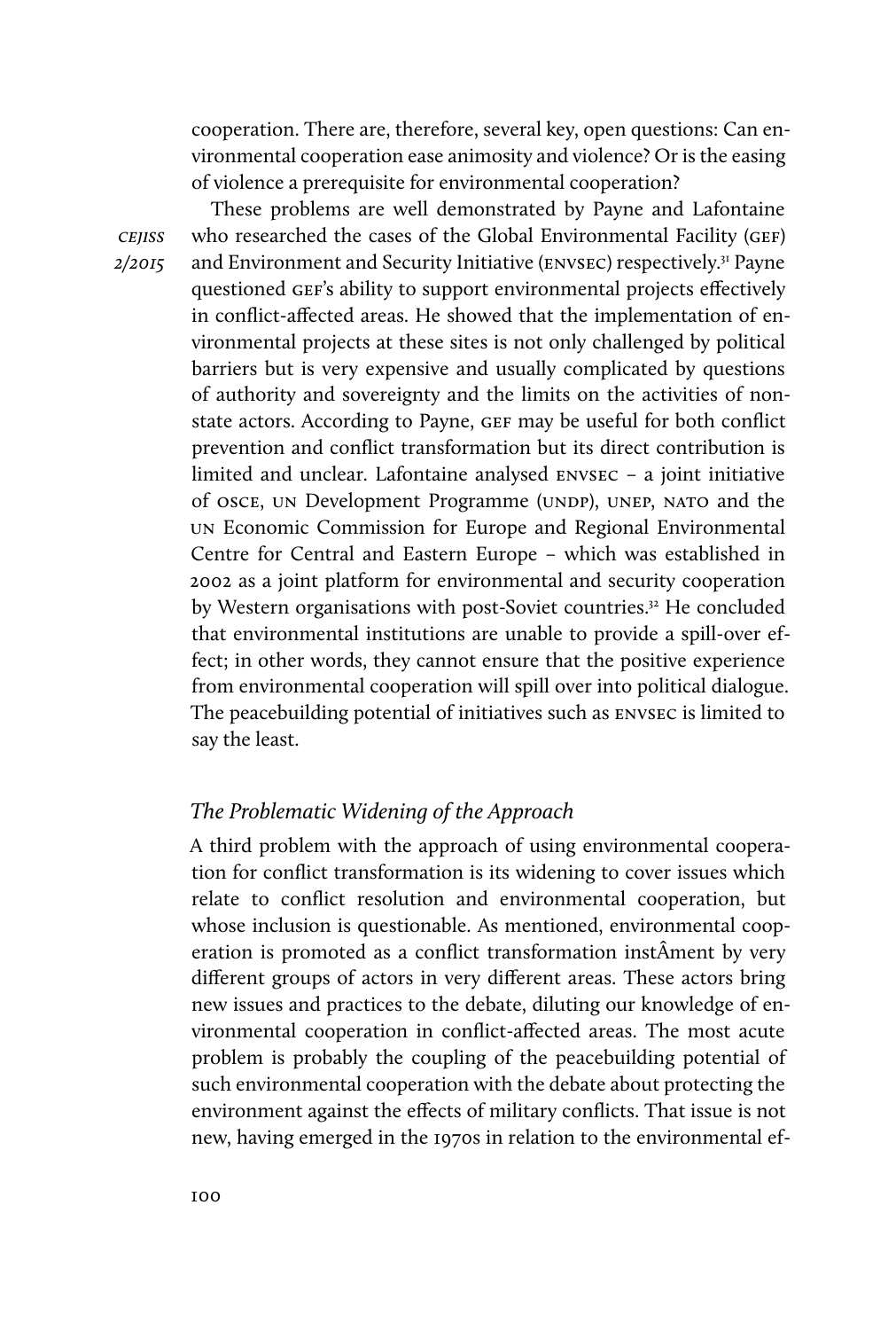cooperation. There are, therefore, several key, open questions: Can environmental cooperation ease animosity and violence? Or is the easing of violence a prerequisite for environmental cooperation?

These problems are well demonstrated by Payne and Lafontaine who researched the cases of the Global Environmental Facility (GEF) and Environment and Security Initiative (ENVSEC) respectively.[31] Payne questioned GEF's ability to support environmental projects effectively in conflict-affected areas. He showed that the implementation of environmental projects at these sites is not only challenged by political barriers but is very expensive and usually complicated by questions of authority and sovereignty and the limits on the activities of non-state actors. According to Payne, GEF may be useful for both conflict prevention and conflict transformation but its direct contribution is limited and unclear. Lafontaine analysed ENVSEC – a joint initiative of OSCE, UN Development Programme (UNDP), UNEP, NATO and the UN Economic Commission for Europe and Regional Environmental Centre for Central and Eastern Europe – which was established in 2002 as a joint platform for environmental and security cooperation by Western organisations with post-Soviet countries.[32] He concluded that environmental institutions are unable to provide a spill-over effect; in other words, they cannot ensure that the positive experience from environmental cooperation will spill over into political dialogue. The peacebuilding potential of initiatives such as ENVSEC is limited to say the least.

### *The Problematic Widening of the Approach*

A third problem with the approach of using environmental cooperation for conflict transformation is its widening to cover issues which relate to conflict resolution and environmental cooperation, but whose inclusion is questionable. As mentioned, environmental cooperation is promoted as a conflict transformation instÂment by very different groups of actors in very different areas. These actors bring new issues and practices to the debate, diluting our knowledge of environmental cooperation in conflict-affected areas. The most acute problem is probably the coupling of the peacebuilding potential of such environmental cooperation with the debate about protecting the environment against the effects of military conflicts. That issue is not new, having emerged in the 1970s in relation to the environmental ef-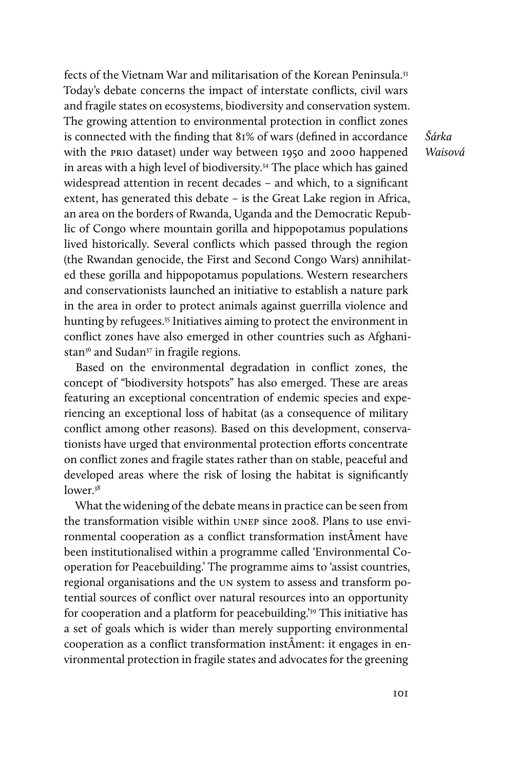fects of the Vietnam War and militarisation of the Korean Peninsula.[33] Today's debate concerns the impact of interstate conflicts, civil wars and fragile states on ecosystems, biodiversity and conservation system. The growing attention to environmental protection in conflict zones is connected with the finding that 81% of wars (defined in accordance with the PRIO dataset) under way between 1950 and 2000 happened in areas with a high level of biodiversity.[34] The place which has gained widespread attention in recent decades – and which, to a significant extent, has generated this debate – is the Great Lake region in Africa, an area on the borders of Rwanda, Uganda and the Democratic Republic of Congo where mountain gorilla and hippopotamus populations lived historically. Several conflicts which passed through the region (the Rwandan genocide, the First and Second Congo Wars) annihilated these gorilla and hippopotamus populations. Western researchers and conservationists launched an initiative to establish a nature park in the area in order to protect animals against guerrilla violence and hunting by refugees.[35] Initiatives aiming to protect the environment in conflict zones have also emerged in other countries such as Afghanistan[36] and Sudan[37] in fragile regions.

Based on the environmental degradation in conflict zones, the concept of "biodiversity hotspots" has also emerged. These are areas featuring an exceptional concentration of endemic species and experiencing an exceptional loss of habitat (as a consequence of military conflict among other reasons). Based on this development, conservationists have urged that environmental protection efforts concentrate on conflict zones and fragile states rather than on stable, peaceful and developed areas where the risk of losing the habitat is significantly lower.[38]

What the widening of the debate means in practice can be seen from the transformation visible within UNEP since 2008. Plans to use environmental cooperation as a conflict transformation instÂment have been institutionalised within a programme called 'Environmental Cooperation for Peacebuilding.' The programme aims to 'assist countries, regional organisations and the UN system to assess and transform potential sources of conflict over natural resources into an opportunity for cooperation and a platform for peacebuilding.'[39] This initiative has a set of goals which is wider than merely supporting environmental cooperation as a conflict transformation instÂment: it engages in environmental protection in fragile states and advocates for the greening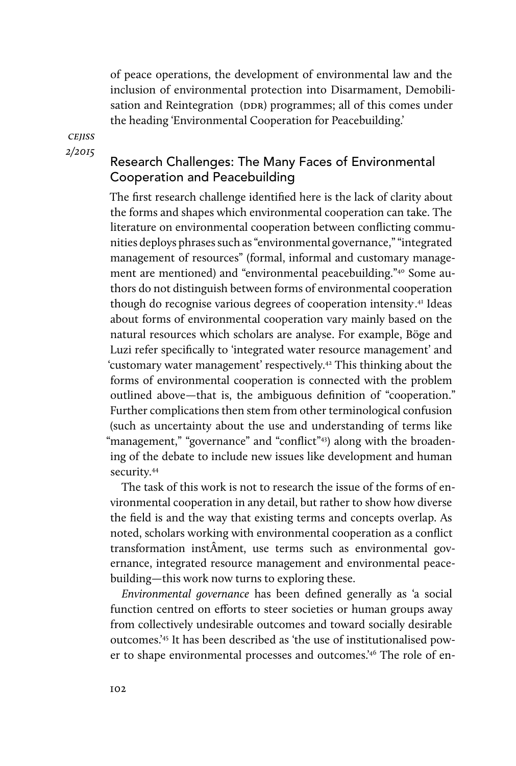of peace operations, the development of environmental law and the inclusion of environmental protection into Disarmament, Demobilisation and Reintegration (DDR) programmes; all of this comes under the heading 'Environmental Cooperation for Peacebuilding.'

## Research Challenges: The Many Faces of Environmental Cooperation and Peacebuilding

The first research challenge identified here is the lack of clarity about the forms and shapes which environmental cooperation can take. The literature on environmental cooperation between conflicting communities deploys phrases such as "environmental governance," "integrated management of resources" (formal, informal and customary management are mentioned) and "environmental peacebuilding."[40] Some authors do not distinguish between forms of environmental cooperation though do recognise various degrees of cooperation intensity.[41] Ideas about forms of environmental cooperation vary mainly based on the natural resources which scholars are analyse. For example, Böge and Luzi refer specifically to 'integrated water resource management' and 'customary water management' respectively.[42] This thinking about the forms of environmental cooperation is connected with the problem outlined above—that is, the ambiguous definition of "cooperation." Further complications then stem from other terminological confusion (such as uncertainty about the use and understanding of terms like "management," "governance" and "conflict"[43]) along with the broadening of the debate to include new issues like development and human security.[44]

The task of this work is not to research the issue of the forms of environmental cooperation in any detail, but rather to show how diverse the field is and the way that existing terms and concepts overlap. As noted, scholars working with environmental cooperation as a conflict transformation instÂment, use terms such as environmental governance, integrated resource management and environmental peacebuilding—this work now turns to exploring these.

*Environmental governance* has been defined generally as 'a social function centred on efforts to steer societies or human groups away from collectively undesirable outcomes and toward socially desirable outcomes.'[45] It has been described as 'the use of institutionalised power to shape environmental processes and outcomes.'[46] The role of en-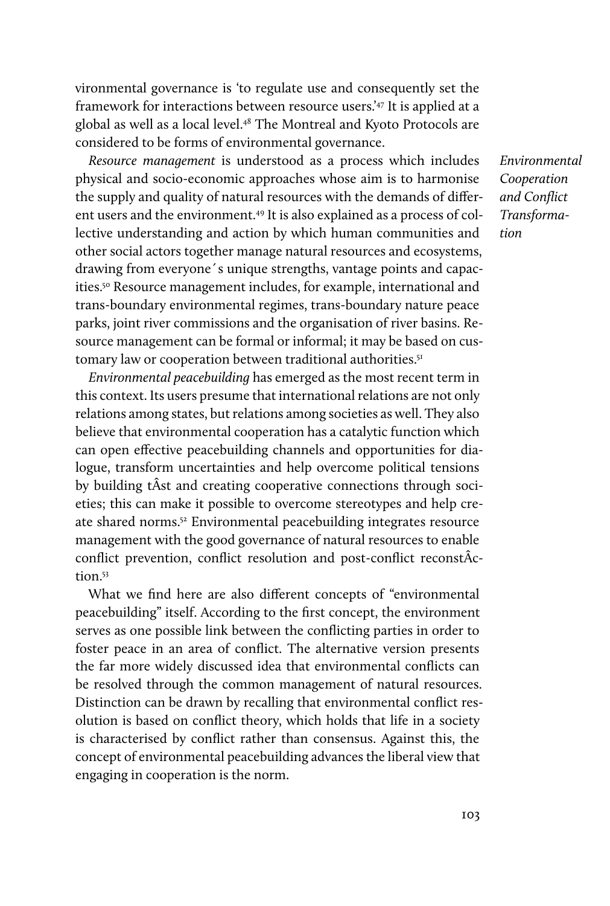vironmental governance is 'to regulate use and consequently set the framework for interactions between resource users.'[47] It is applied at a global as well as a local level.[48] The Montreal and Kyoto Protocols are considered to be forms of environmental governance.

*Environmental Cooperation and Conflict Transformation*

*Resource management* is understood as a process which includes physical and socio-economic approaches whose aim is to harmonise the supply and quality of natural resources with the demands of different users and the environment.[49] It is also explained as a process of collective understanding and action by which human communities and other social actors together manage natural resources and ecosystems, drawing from everyone´s unique strengths, vantage points and capacities.[50] Resource management includes, for example, international and trans-boundary environmental regimes, trans-boundary nature peace parks, joint river commissions and the organisation of river basins. Resource management can be formal or informal; it may be based on customary law or cooperation between traditional authorities.[51]

*Environmental peacebuilding* has emerged as the most recent term in this context. Its users presume that international relations are not only relations among states, but relations among societies as well. They also believe that environmental cooperation has a catalytic function which can open effective peacebuilding channels and opportunities for dialogue, transform uncertainties and help overcome political tensions by building tÂst and creating cooperative connections through societies; this can make it possible to overcome stereotypes and help create shared norms.[52] Environmental peacebuilding integrates resource management with the good governance of natural resources to enable conflict prevention, conflict resolution and post-conflict reconstÂction.[53]

What we find here are also different concepts of "environmental peacebuilding" itself. According to the first concept, the environment serves as one possible link between the conflicting parties in order to foster peace in an area of conflict. The alternative version presents the far more widely discussed idea that environmental conflicts can be resolved through the common management of natural resources. Distinction can be drawn by recalling that environmental conflict resolution is based on conflict theory, which holds that life in a society is characterised by conflict rather than consensus. Against this, the concept of environmental peacebuilding advances the liberal view that engaging in cooperation is the norm.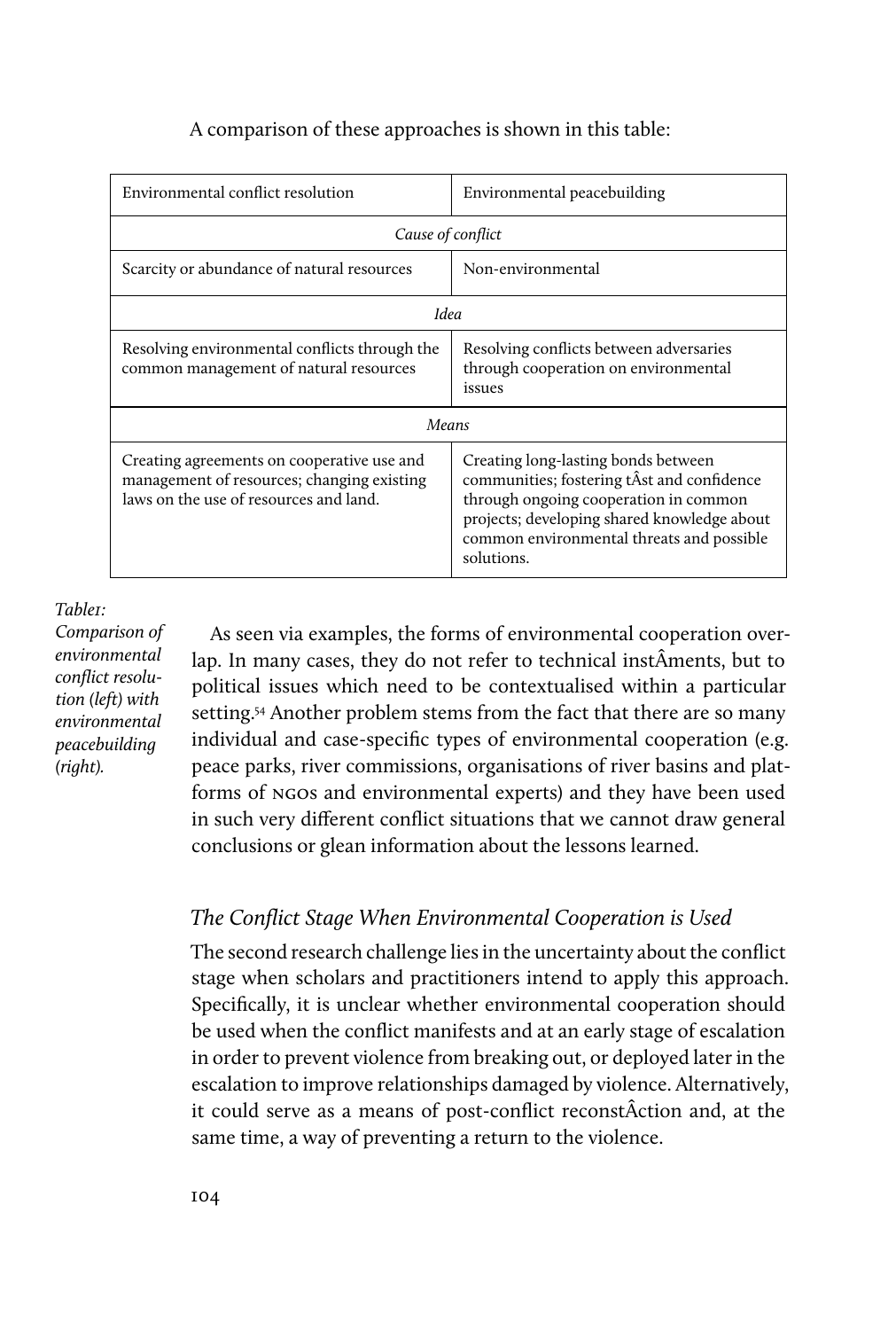A comparison of these approaches is shown in this table:

| Environmental conflict resolution | Environmental peacebuilding |
|---|---|
| *Cause of conflict* | |
| Scarcity or abundance of natural resources | Non-environmental |
| *Idea* | |
| Resolving environmental conflicts through the common management of natural resources | Resolving conflicts between adversaries through cooperation on environmental issues |
| *Means* | |
| Creating agreements on cooperative use and management of resources; changing existing laws on the use of resources and land. | Creating long-lasting bonds between communities; fostering tÂst and confidence through ongoing cooperation in common projects; developing shared knowledge about common environmental threats and possible solutions. |

*Table1: Comparison of environmental conflict resolution (left) with environmental peacebuilding (right).*

As seen via examples, the forms of environmental cooperation overlap. In many cases, they do not refer to technical instÂments, but to political issues which need to be contextualised within a particular setting.[54] Another problem stems from the fact that there are so many individual and case-specific types of environmental cooperation (e.g. peace parks, river commissions, organisations of river basins and platforms of NGOs and environmental experts) and they have been used in such very different conflict situations that we cannot draw general conclusions or glean information about the lessons learned.

### *The Conflict Stage When Environmental Cooperation is Used*

The second research challenge lies in the uncertainty about the conflict stage when scholars and practitioners intend to apply this approach. Specifically, it is unclear whether environmental cooperation should be used when the conflict manifests and at an early stage of escalation in order to prevent violence from breaking out, or deployed later in the escalation to improve relationships damaged by violence. Alternatively, it could serve as a means of post-conflict reconstÂction and, at the same time, a way of preventing a return to the violence.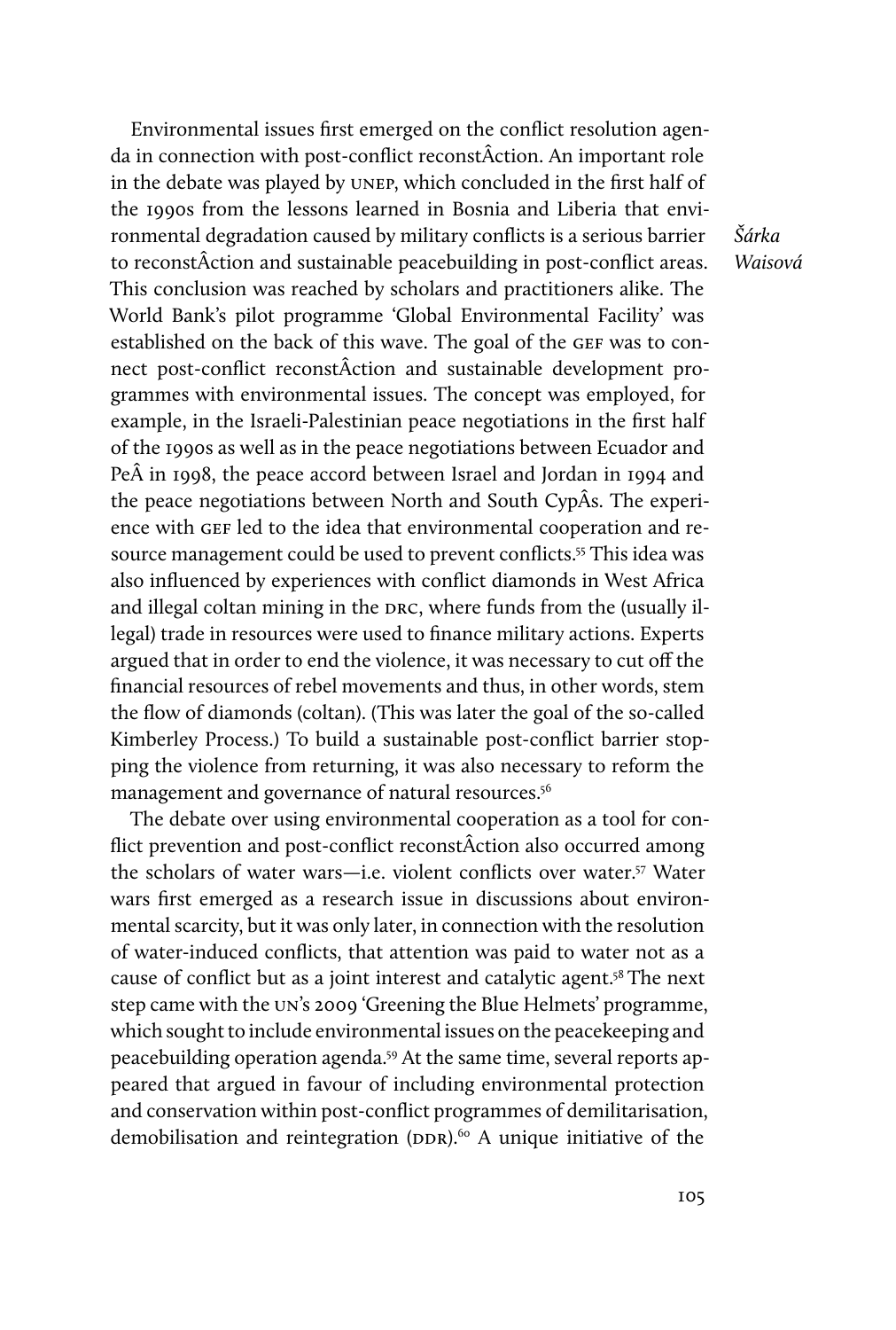Environmental issues first emerged on the conflict resolution agenda in connection with post-conflict reconstÂction. An important role in the debate was played by UNEP, which concluded in the first half of the 1990s from the lessons learned in Bosnia and Liberia that environmental degradation caused by military conflicts is a serious barrier to reconstÂction and sustainable peacebuilding in post-conflict areas. This conclusion was reached by scholars and practitioners alike. The World Bank's pilot programme 'Global Environmental Facility' was established on the back of this wave. The goal of the GEF was to connect post-conflict reconstÂction and sustainable development programmes with environmental issues. The concept was employed, for example, in the Israeli-Palestinian peace negotiations in the first half of the 1990s as well as in the peace negotiations between Ecuador and PeÂ in 1998, the peace accord between Israel and Jordan in 1994 and the peace negotiations between North and South CypÂs. The experience with GEF led to the idea that environmental cooperation and resource management could be used to prevent conflicts.[55] This idea was also influenced by experiences with conflict diamonds in West Africa and illegal coltan mining in the DRC, where funds from the (usually illegal) trade in resources were used to finance military actions. Experts argued that in order to end the violence, it was necessary to cut off the financial resources of rebel movements and thus, in other words, stem the flow of diamonds (coltan). (This was later the goal of the so-called Kimberley Process.) To build a sustainable post-conflict barrier stopping the violence from returning, it was also necessary to reform the management and governance of natural resources.[56]

The debate over using environmental cooperation as a tool for conflict prevention and post-conflict reconstÂction also occurred among the scholars of water wars—i.e. violent conflicts over water.[57] Water wars first emerged as a research issue in discussions about environmental scarcity, but it was only later, in connection with the resolution of water-induced conflicts, that attention was paid to water not as a cause of conflict but as a joint interest and catalytic agent.[58] The next step came with the UN's 2009 'Greening the Blue Helmets' programme, which sought to include environmental issues on the peacekeeping and peacebuilding operation agenda.[59] At the same time, several reports appeared that argued in favour of including environmental protection and conservation within post-conflict programmes of demilitarisation, demobilisation and reintegration (DDR).[60] A unique initiative of the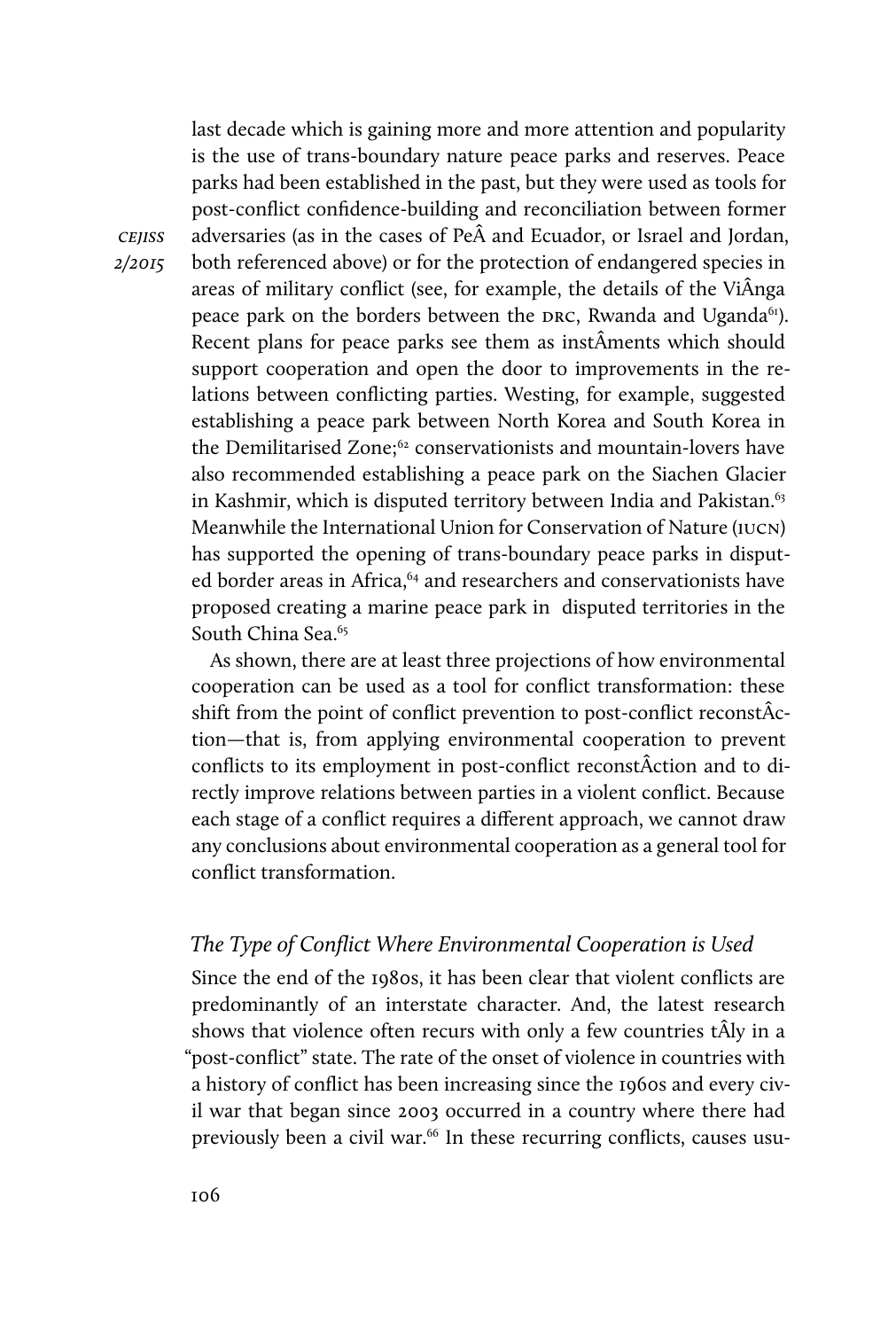last decade which is gaining more and more attention and popularity is the use of trans-boundary nature peace parks and reserves. Peace parks had been established in the past, but they were used as tools for post-conflict confidence-building and reconciliation between former adversaries (as in the cases of PeÂ and Ecuador, or Israel and Jordan, both referenced above) or for the protection of endangered species in areas of military conflict (see, for example, the details of the ViÂnga peace park on the borders between the DRC, Rwanda and Uganda[61]). Recent plans for peace parks see them as instÂments which should support cooperation and open the door to improvements in the relations between conflicting parties. Westing, for example, suggested establishing a peace park between North Korea and South Korea in the Demilitarised Zone;[62] conservationists and mountain-lovers have also recommended establishing a peace park on the Siachen Glacier in Kashmir, which is disputed territory between India and Pakistan.[63] Meanwhile the International Union for Conservation of Nature (IUCN) has supported the opening of trans-boundary peace parks in disputed border areas in Africa,[64] and researchers and conservationists have proposed creating a marine peace park in disputed territories in the South China Sea.[65]

As shown, there are at least three projections of how environmental cooperation can be used as a tool for conflict transformation: these shift from the point of conflict prevention to post-conflict reconstÂction—that is, from applying environmental cooperation to prevent conflicts to its employment in post-conflict reconstÂction and to directly improve relations between parties in a violent conflict. Because each stage of a conflict requires a different approach, we cannot draw any conclusions about environmental cooperation as a general tool for conflict transformation.

### *The Type of Conflict Where Environmental Cooperation is Used*

Since the end of the 1980s, it has been clear that violent conflicts are predominantly of an interstate character. And, the latest research shows that violence often recurs with only a few countries tÂly in a "post-conflict" state. The rate of the onset of violence in countries with a history of conflict has been increasing since the 1960s and every civil war that began since 2003 occurred in a country where there had previously been a civil war.[66] In these recurring conflicts, causes usu-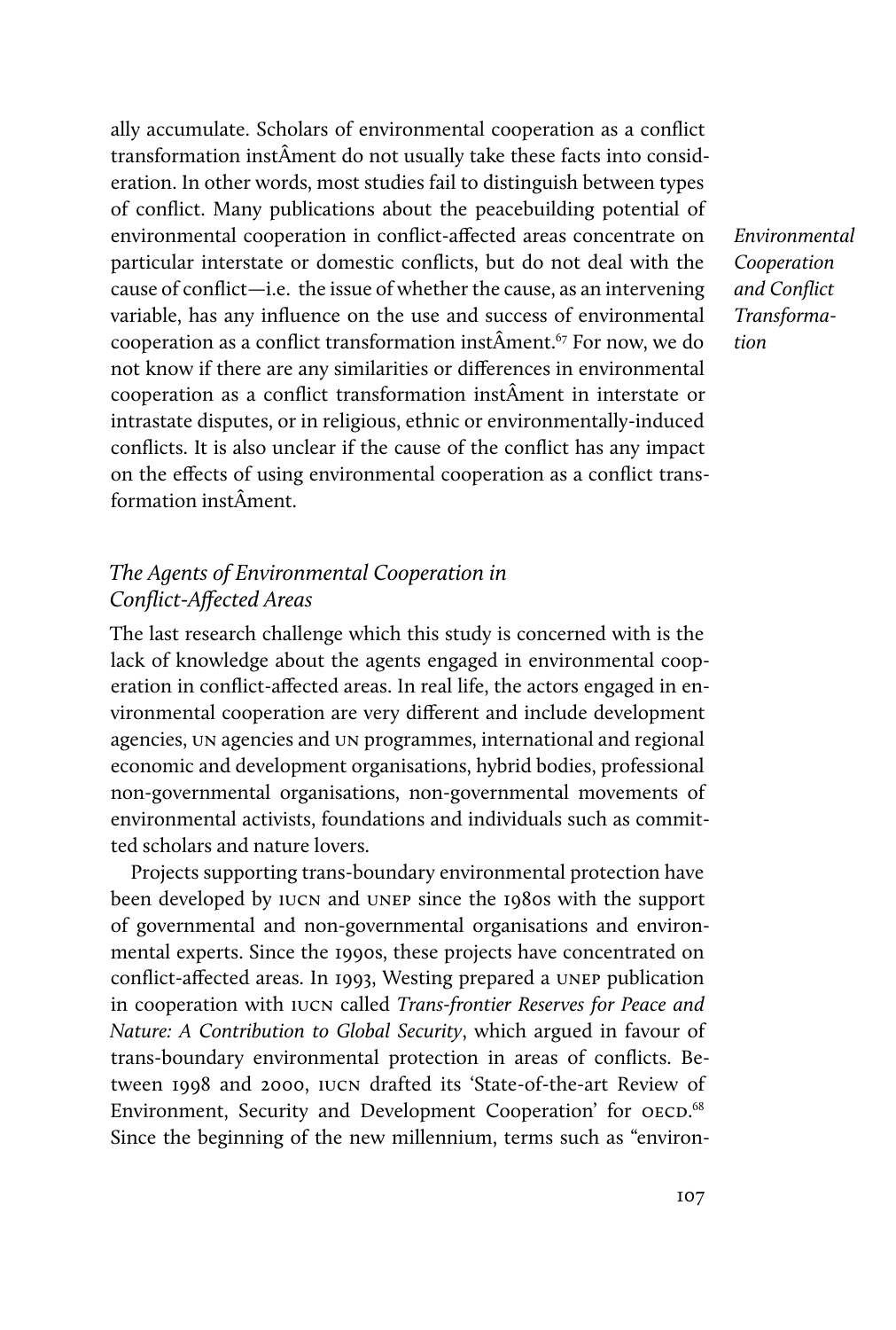ally accumulate. Scholars of environmental cooperation as a conflict transformation instÂment do not usually take these facts into consideration. In other words, most studies fail to distinguish between types of conflict. Many publications about the peacebuilding potential of environmental cooperation in conflict-affected areas concentrate on particular interstate or domestic conflicts, but do not deal with the cause of conflict—i.e. the issue of whether the cause, as an intervening variable, has any influence on the use and success of environmental cooperation as a conflict transformation instÂment.[67] For now, we do not know if there are any similarities or differences in environmental cooperation as a conflict transformation instÂment in interstate or intrastate disputes, or in religious, ethnic or environmentally-induced conflicts. It is also unclear if the cause of the conflict has any impact on the effects of using environmental cooperation as a conflict transformation instÂment.

### *The Agents of Environmental Cooperation in Conflict-Affected Areas*

The last research challenge which this study is concerned with is the lack of knowledge about the agents engaged in environmental cooperation in conflict-affected areas. In real life, the actors engaged in environmental cooperation are very different and include development agencies, UN agencies and UN programmes, international and regional economic and development organisations, hybrid bodies, professional non-governmental organisations, non-governmental movements of environmental activists, foundations and individuals such as committed scholars and nature lovers.

Projects supporting trans-boundary environmental protection have been developed by IUCN and UNEP since the 1980s with the support of governmental and non-governmental organisations and environmental experts. Since the 1990s, these projects have concentrated on conflict-affected areas. In 1993, Westing prepared a UNEP publication in cooperation with IUCN called *Trans-frontier Reserves for Peace and Nature: A Contribution to Global Security*, which argued in favour of trans-boundary environmental protection in areas of conflicts. Between 1998 and 2000, IUCN drafted its 'State-of-the-art Review of Environment, Security and Development Cooperation' for OECD.[68] Since the beginning of the new millennium, terms such as "environ-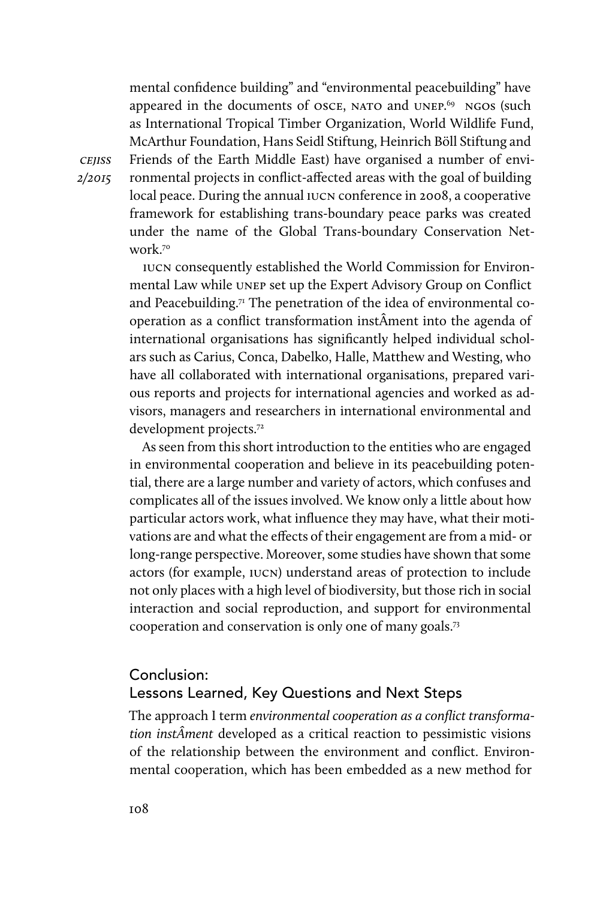mental confidence building" and "environmental peacebuilding" have appeared in the documents of OSCE, NATO and UNEP.[69] NGOs (such as International Tropical Timber Organization, World Wildlife Fund, McArthur Foundation, Hans Seidl Stiftung, Heinrich Böll Stiftung and Friends of the Earth Middle East) have organised a number of environmental projects in conflict-affected areas with the goal of building local peace. During the annual IUCN conference in 2008, a cooperative framework for establishing trans-boundary peace parks was created under the name of the Global Trans-boundary Conservation Network.[70]

IUCN consequently established the World Commission for Environmental Law while UNEP set up the Expert Advisory Group on Conflict and Peacebuilding.[71] The penetration of the idea of environmental cooperation as a conflict transformation instÂment into the agenda of international organisations has significantly helped individual scholars such as Carius, Conca, Dabelko, Halle, Matthew and Westing, who have all collaborated with international organisations, prepared various reports and projects for international agencies and worked as advisors, managers and researchers in international environmental and development projects.[72]

As seen from this short introduction to the entities who are engaged in environmental cooperation and believe in its peacebuilding potential, there are a large number and variety of actors, which confuses and complicates all of the issues involved. We know only a little about how particular actors work, what influence they may have, what their motivations are and what the effects of their engagement are from a mid- or long-range perspective. Moreover, some studies have shown that some actors (for example, IUCN) understand areas of protection to include not only places with a high level of biodiversity, but those rich in social interaction and social reproduction, and support for environmental cooperation and conservation is only one of many goals.[73]

## Conclusion: Lessons Learned, Key Questions and Next Steps

The approach I term *environmental cooperation as a conflict transformation instÂment* developed as a critical reaction to pessimistic visions of the relationship between the environment and conflict. Environmental cooperation, which has been embedded as a new method for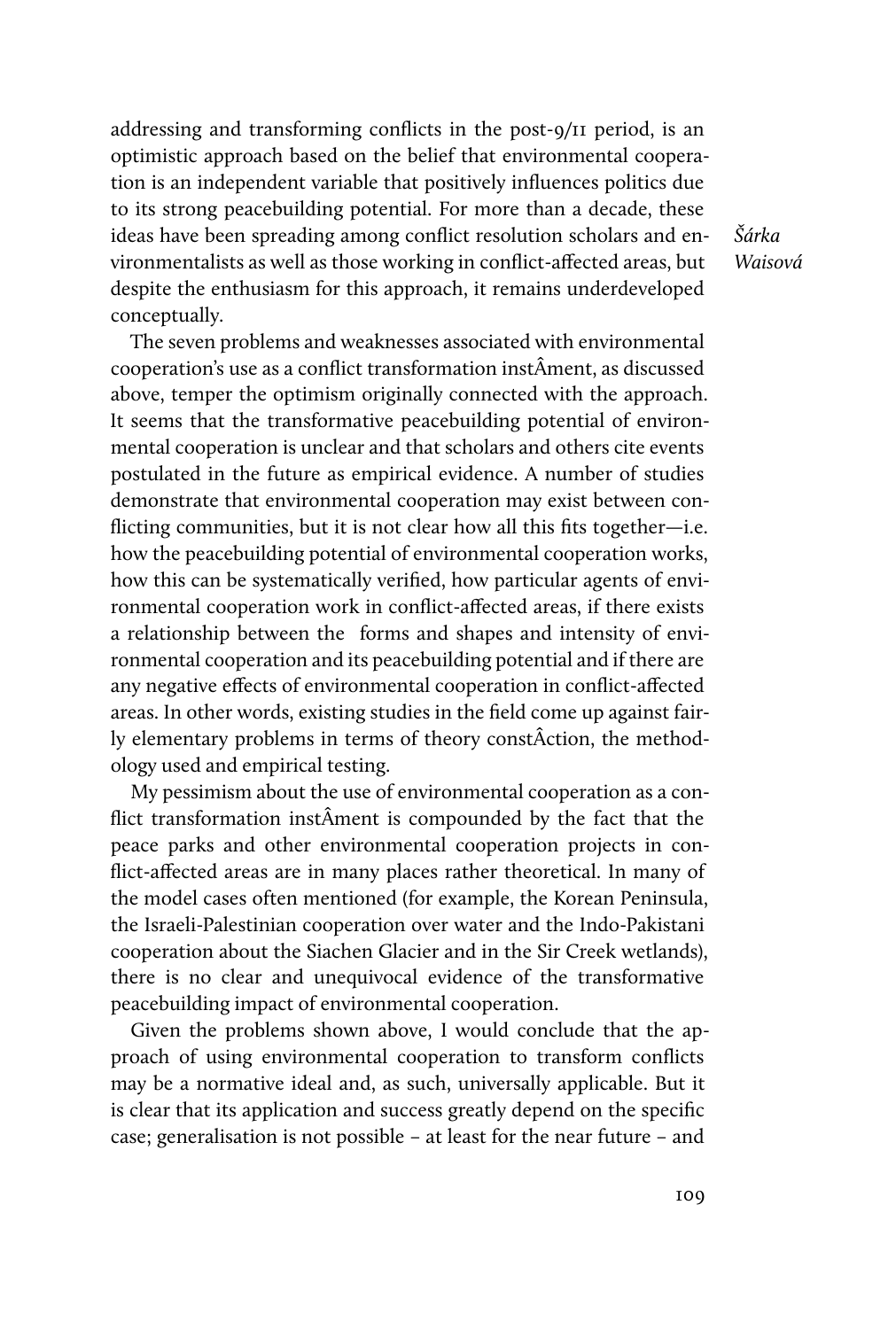addressing and transforming conflicts in the post-9/11 period, is an optimistic approach based on the belief that environmental cooperation is an independent variable that positively influences politics due to its strong peacebuilding potential. For more than a decade, these ideas have been spreading among conflict resolution scholars and environmentalists as well as those working in conflict-affected areas, but despite the enthusiasm for this approach, it remains underdeveloped conceptually.

The seven problems and weaknesses associated with environmental cooperation's use as a conflict transformation instÂment, as discussed above, temper the optimism originally connected with the approach. It seems that the transformative peacebuilding potential of environmental cooperation is unclear and that scholars and others cite events postulated in the future as empirical evidence. A number of studies demonstrate that environmental cooperation may exist between conflicting communities, but it is not clear how all this fits together—i.e. how the peacebuilding potential of environmental cooperation works, how this can be systematically verified, how particular agents of environmental cooperation work in conflict-affected areas, if there exists a relationship between the forms and shapes and intensity of environmental cooperation and its peacebuilding potential and if there are any negative effects of environmental cooperation in conflict-affected areas. In other words, existing studies in the field come up against fairly elementary problems in terms of theory constÂction, the methodology used and empirical testing.

My pessimism about the use of environmental cooperation as a conflict transformation instÂment is compounded by the fact that the peace parks and other environmental cooperation projects in conflict-affected areas are in many places rather theoretical. In many of the model cases often mentioned (for example, the Korean Peninsula, the Israeli-Palestinian cooperation over water and the Indo-Pakistani cooperation about the Siachen Glacier and in the Sir Creek wetlands), there is no clear and unequivocal evidence of the transformative peacebuilding impact of environmental cooperation.

Given the problems shown above, I would conclude that the approach of using environmental cooperation to transform conflicts may be a normative ideal and, as such, universally applicable. But it is clear that its application and success greatly depend on the specific case; generalisation is not possible – at least for the near future – and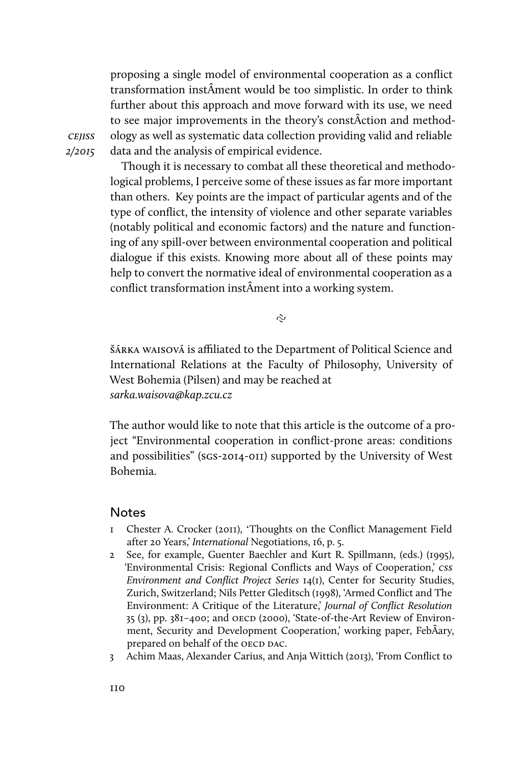proposing a single model of environmental cooperation as a conflict transformation instÂment would be too simplistic. In order to think further about this approach and move forward with its use, we need to see major improvements in the theory's constÂction and methodology as well as systematic data collection providing valid and reliable data and the analysis of empirical evidence.

Though it is necessary to combat all these theoretical and methodological problems, I perceive some of these issues as far more important than others. Key points are the impact of particular agents and of the type of conflict, the intensity of violence and other separate variables (notably political and economic factors) and the nature and functioning of any spill-over between environmental cooperation and political dialogue if this exists. Knowing more about all of these points may help to convert the normative ideal of environmental cooperation as a conflict transformation instÂment into a working system.

ŠÁRKA WAISOVÁ is affiliated to the Department of Political Science and International Relations at the Faculty of Philosophy, University of West Bohemia (Pilsen) and may be reached at *sarka.waisova@kap.zcu.cz*

The author would like to note that this article is the outcome of a project "Environmental cooperation in conflict-prone areas: conditions and possibilities" (SGS-2014-011) supported by the University of West Bohemia.

## Notes

1. Chester A. Crocker (2011), 'Thoughts on the Conflict Management Field after 20 Years,' *International* Negotiations, 16, p. 5.
2. See, for example, Guenter Baechler and Kurt R. Spillmann, (eds.) (1995), 'Environmental Crisis: Regional Conflicts and Ways of Cooperation,' *CSS Environment and Conflict Project Series* 14(1), Center for Security Studies, Zurich, Switzerland; Nils Petter Gleditsch (1998), 'Armed Conflict and The Environment: A Critique of the Literature,' *Journal of Conflict Resolution* 35 (3), pp. 381–400; and OECD (2000), 'State-of-the-Art Review of Environment, Security and Development Cooperation,' working paper, FebÂary, prepared on behalf of the OECD DAC.
3. Achim Maas, Alexander Carius, and Anja Wittich (2013), 'From Conflict to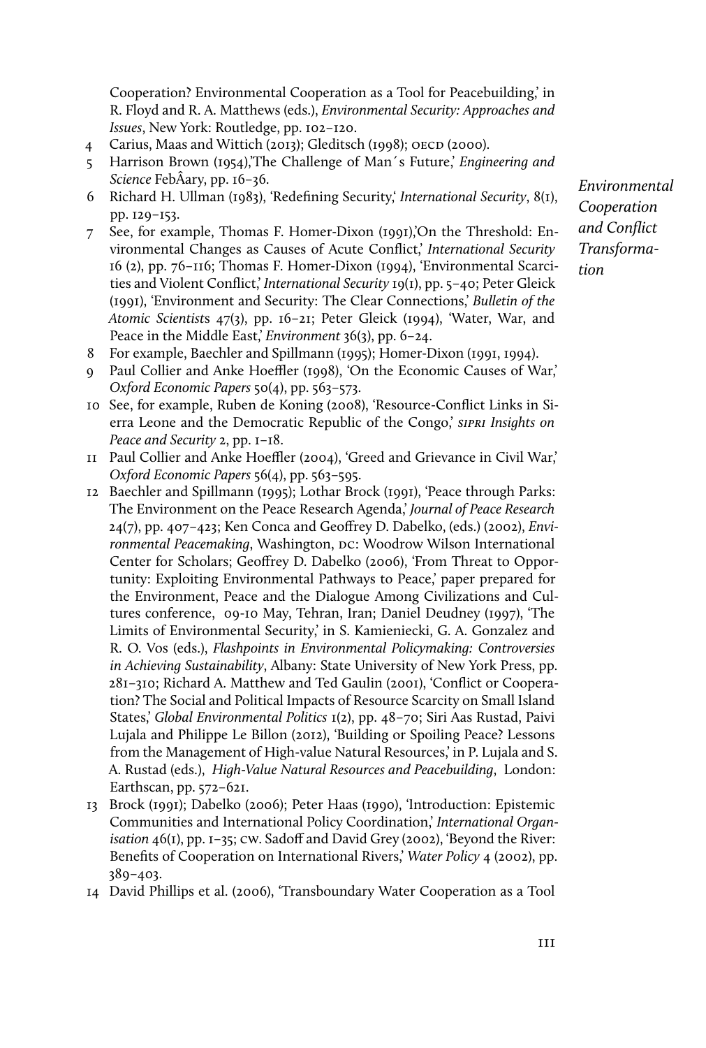Cooperation? Environmental Cooperation as a Tool for Peacebuilding,' in R. Floyd and R. A. Matthews (eds.), *Environmental Security: Approaches and Issues*, New York: Routledge, pp. 102–120.

4 Carius, Maas and Wittich (2013); Gleditsch (1998); OECD (2000).
5 Harrison Brown (1954),'The Challenge of Man´s Future,' *Engineering and Science* FebÂary, pp. 16–36.
6 Richard H. Ullman (1983), 'Redefining Security,' *International Security*, 8(1), pp. 129–153.
7 See, for example, Thomas F. Homer-Dixon (1991),'On the Threshold: Environmental Changes as Causes of Acute Conflict,' *International Security* 16 (2), pp. 76–116; Thomas F. Homer-Dixon (1994), 'Environmental Scarcities and Violent Conflict,' *International Security* 19(1), pp. 5–40; Peter Gleick (1991), 'Environment and Security: The Clear Connections,' *Bulletin of the Atomic Scientists* 47(3), pp. 16–21; Peter Gleick (1994), 'Water, War, and Peace in the Middle East,' *Environment* 36(3), pp. 6–24.
8 For example, Baechler and Spillmann (1995); Homer-Dixon (1991, 1994).
9 Paul Collier and Anke Hoeffler (1998), 'On the Economic Causes of War,' *Oxford Economic Papers* 50(4), pp. 563–573.
10 See, for example, Ruben de Koning (2008), 'Resource-Conflict Links in Sierra Leone and the Democratic Republic of the Congo,' *SIPRI Insights on Peace and Security* 2, pp. 1–18.
11 Paul Collier and Anke Hoeffler (2004), 'Greed and Grievance in Civil War,' *Oxford Economic Papers* 56(4), pp. 563–595.
12 Baechler and Spillmann (1995); Lothar Brock (1991), 'Peace through Parks: The Environment on the Peace Research Agenda,' *Journal of Peace Research* 24(7), pp. 407–423; Ken Conca and Geoffrey D. Dabelko, (eds.) (2002), *Environmental Peacemaking*, Washington, DC: Woodrow Wilson International Center for Scholars; Geoffrey D. Dabelko (2006), 'From Threat to Opportunity: Exploiting Environmental Pathways to Peace,' paper prepared for the Environment, Peace and the Dialogue Among Civilizations and Cultures conference, 09-10 May, Tehran, Iran; Daniel Deudney (1997), 'The Limits of Environmental Security,' in S. Kamieniecki, G. A. Gonzalez and R. O. Vos (eds.), *Flashpoints in Environmental Policymaking: Controversies in Achieving Sustainability*, Albany: State University of New York Press, pp. 281–310; Richard A. Matthew and Ted Gaulin (2001), 'Conflict or Cooperation? The Social and Political Impacts of Resource Scarcity on Small Island States,' *Global Environmental Politics* 1(2), pp. 48–70; Siri Aas Rustad, Paivi Lujala and Philippe Le Billon (2012), 'Building or Spoiling Peace? Lessons from the Management of High-value Natural Resources,' in P. Lujala and S. A. Rustad (eds.), *High-Value Natural Resources and Peacebuilding*, London: Earthscan, pp. 572–621.
13 Brock (1991); Dabelko (2006); Peter Haas (1990), 'Introduction: Epistemic Communities and International Policy Coordination,' *International Organisation* 46(1), pp. 1–35; cw. Sadoff and David Grey (2002), 'Beyond the River: Benefits of Cooperation on International Rivers,' *Water Policy* 4 (2002), pp. 389–403.
14 David Phillips et al. (2006), 'Transboundary Water Cooperation as a Tool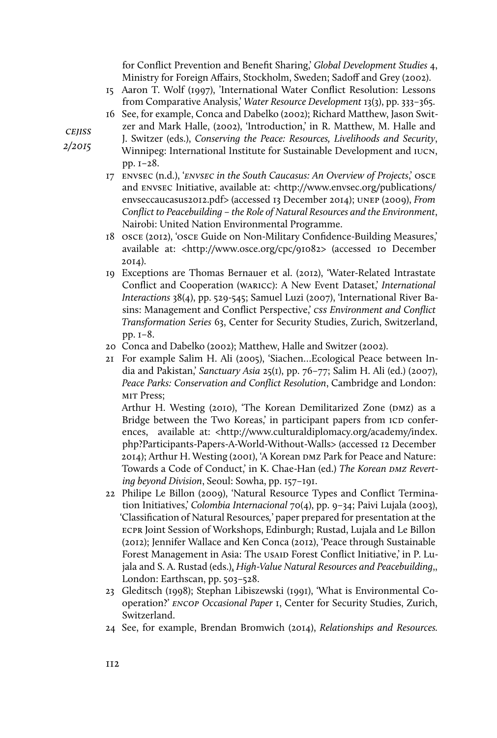for Conflict Prevention and Benefit Sharing,' *Global Development Studies* 4, Ministry for Foreign Affairs, Stockholm, Sweden; Sadoff and Grey (2002).

15 Aaron T. Wolf (1997), 'International Water Conflict Resolution: Lessons from Comparative Analysis,' *Water Resource Development* 13(3), pp. 333–365.

16 See, for example, Conca and Dabelko (2002); Richard Matthew, Jason Switzer and Mark Halle, (2002), 'Introduction,' in R. Matthew, M. Halle and J. Switzer (eds.), *Conserving the Peace: Resources, Livelihoods and Security*, Winnipeg: International Institute for Sustainable Development and IUCN, pp. 1–28.

17 ENVSEC (n.d.), '*ENVSEC in the South Caucasus: An Overview of Projects*,' OSCE and ENVSEC Initiative, available at: <http://www.envsec.org/publications/envseccaucasus2012.pdf> (accessed 13 December 2014); UNEP (2009), *From Conflict to Peacebuilding – the Role of Natural Resources and the Environment*, Nairobi: United Nation Environmental Programme.

18 OSCE (2012), 'OSCE Guide on Non-Military Confidence-Building Measures,' available at: <http://www.osce.org/cpc/91082> (accessed 10 December 2014).

19 Exceptions are Thomas Bernauer et al. (2012), 'Water-Related Intrastate Conflict and Cooperation (WARICC): A New Event Dataset,' *International Interactions* 38(4), pp. 529-545; Samuel Luzi (2007), 'International River Basins: Management and Conflict Perspective,' *CSS Environment and Conflict Transformation Series* 63, Center for Security Studies, Zurich, Switzerland, pp. 1–8.

20 Conca and Dabelko (2002); Matthew, Halle and Switzer (2002).

21 For example Salim H. Ali (2005), 'Siachen…Ecological Peace between India and Pakistan,' *Sanctuary Asia* 25(1), pp. 76–77; Salim H. Ali (ed.) (2007), *Peace Parks: Conservation and Conflict Resolution*, Cambridge and London: MIT Press;
Arthur H. Westing (2010), 'The Korean Demilitarized Zone (DMZ) as a Bridge between the Two Koreas,' in participant papers from ICD conferences, available at: <http://www.culturaldiplomacy.org/academy/index.php?Participants-Papers-A-World-Without-Walls> (accessed 12 December 2014); Arthur H. Westing (2001), 'A Korean DMZ Park for Peace and Nature: Towards a Code of Conduct,' in K. Chae-Han (ed.) *The Korean DMZ Reverting beyond Division*, Seoul: Sowha, pp. 157–191.

22 Philipe Le Billon (2009), 'Natural Resource Types and Conflict Termination Initiatives,' *Colombia Internacional* 70(4), pp. 9–34; Paivi Lujala (2003), 'Classification of Natural Resources,' paper prepared for presentation at the ECPR Joint Session of Workshops, Edinburgh; Rustad, Lujala and Le Billon (2012); Jennifer Wallace and Ken Conca (2012), 'Peace through Sustainable Forest Management in Asia: The USAID Forest Conflict Initiative,' in P. Lujala and S. A. Rustad (eds.), *High-Value Natural Resources and Peacebuilding*,, London: Earthscan, pp. 503–528.

23 Gleditsch (1998); Stephan Libiszewski (1991), 'What is Environmental Cooperation?' *ENCOP Occasional Paper* 1, Center for Security Studies, Zurich, Switzerland.

24 See, for example, Brendan Bromwich (2014), *Relationships and Resources.*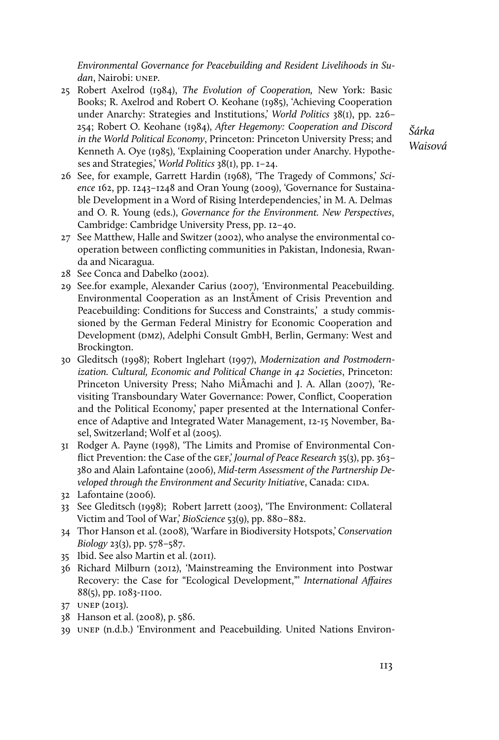*Environmental Governance for Peacebuilding and Resident Livelihoods in Sudan*, Nairobi: UNEP.

25 Robert Axelrod (1984), *The Evolution of Cooperation,* New York: Basic Books; R. Axelrod and Robert O. Keohane (1985), 'Achieving Cooperation under Anarchy: Strategies and Institutions,' *World Politics* 38(1), pp. 226–254; Robert O. Keohane (1984), *After Hegemony: Cooperation and Discord in the World Political Economy*, Princeton: Princeton University Press; and Kenneth A. Oye (1985), 'Explaining Cooperation under Anarchy. Hypotheses and Strategies,' *World Politics* 38(1), pp. 1–24.

26 See, for example, Garrett Hardin (1968), 'The Tragedy of Commons,' *Science* 162, pp. 1243–1248 and Oran Young (2009), 'Governance for Sustainable Development in a Word of Rising Interdependencies,' in M. A. Delmas and O. R. Young (eds.), *Governance for the Environment. New Perspectives*, Cambridge: Cambridge University Press, pp. 12–40.

27 See Matthew, Halle and Switzer (2002), who analyse the environmental cooperation between conflicting communities in Pakistan, Indonesia, Rwanda and Nicaragua.

28 See Conca and Dabelko (2002).

29 See.for example, Alexander Carius (2007), 'Environmental Peacebuilding. Environmental Cooperation as an InstÂment of Crisis Prevention and Peacebuilding: Conditions for Success and Constraints,' a study commissioned by the German Federal Ministry for Economic Cooperation and Development (DMZ), Adelphi Consult GmbH, Berlin, Germany: West and Brockington.

30 Gleditsch (1998); Robert Inglehart (1997), *Modernization and Postmodernization. Cultural, Economic and Political Change in 42 Societies*, Princeton: Princeton University Press; Naho MiÂmachi and J. A. Allan (2007), 'Revisiting Transboundary Water Governance: Power, Conflict, Cooperation and the Political Economy,' paper presented at the International Conference of Adaptive and Integrated Water Management, 12-15 November, Basel, Switzerland; Wolf et al (2005).

31 Rodger A. Payne (1998), 'The Limits and Promise of Environmental Conflict Prevention: the Case of the GEF,' *Journal of Peace Research* 35(3), pp. 363–380 and Alain Lafontaine (2006), *Mid-term Assessment of the Partnership Developed through the Environment and Security Initiative*, Canada: CIDA.

32 Lafontaine (2006).

33 See Gleditsch (1998); Robert Jarrett (2003), 'The Environment: Collateral Victim and Tool of War,' *BioScience* 53(9), pp. 880–882.

34 Thor Hanson et al. (2008), 'Warfare in Biodiversity Hotspots,' *Conservation Biology* 23(3), pp. 578–587.

35 Ibid. See also Martin et al. (2011).

36 Richard Milburn (2012), 'Mainstreaming the Environment into Postwar Recovery: the Case for "Ecological Development,"' *International Affaires* 88(5), pp. 1083-1100.

37 UNEP (2013).

38 Hanson et al. (2008), p. 586.

39 UNEP (n.d.b.) 'Environment and Peacebuilding. United Nations Environ-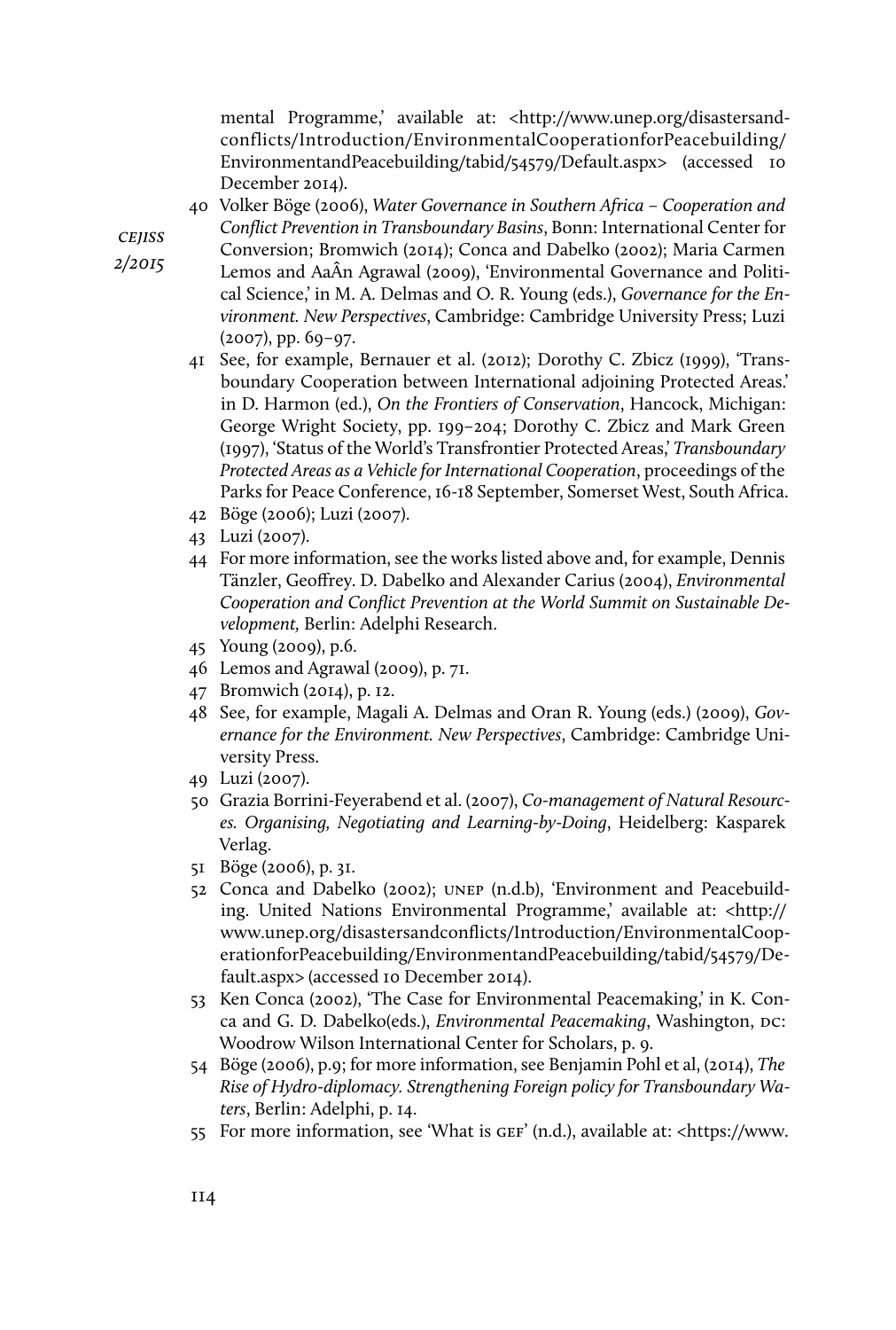mental Programme,' available at: <http://www.unep.org/disastersandconflicts/Introduction/EnvironmentalCooperationforPeacebuilding/EnvironmentandPeacebuilding/tabid/54579/Default.aspx> (accessed 10 December 2014).

40 Volker Böge (2006), *Water Governance in Southern Africa – Cooperation and Conflict Prevention in Transboundary Basins*, Bonn: International Center for Conversion; Bromwich (2014); Conca and Dabelko (2002); Maria Carmen Lemos and AaÂn Agrawal (2009), 'Environmental Governance and Political Science,' in M. A. Delmas and O. R. Young (eds.), *Governance for the Environment. New Perspectives*, Cambridge: Cambridge University Press; Luzi (2007), pp. 69–97.

41 See, for example, Bernauer et al. (2012); Dorothy C. Zbicz (1999), 'Transboundary Cooperation between International adjoining Protected Areas.' in D. Harmon (ed.), *On the Frontiers of Conservation*, Hancock, Michigan: George Wright Society, pp. 199–204; Dorothy C. Zbicz and Mark Green (1997), 'Status of the World's Transfrontier Protected Areas,' *Transboundary Protected Areas as a Vehicle for International Cooperation*, proceedings of the Parks for Peace Conference, 16-18 September, Somerset West, South Africa.

42 Böge (2006); Luzi (2007).

43 Luzi (2007).

44 For more information, see the works listed above and, for example, Dennis Tänzler, Geoffrey. D. Dabelko and Alexander Carius (2004), *Environmental Cooperation and Conflict Prevention at the World Summit on Sustainable Development,* Berlin: Adelphi Research.

45 Young (2009), p.6.

46 Lemos and Agrawal (2009), p. 71.

47 Bromwich (2014), p. 12.

48 See, for example, Magali A. Delmas and Oran R. Young (eds.) (2009), *Governance for the Environment. New Perspectives*, Cambridge: Cambridge University Press.

49 Luzi (2007).

50 Grazia Borrini-Feyerabend et al. (2007), *Co-management of Natural Resources. Organising, Negotiating and Learning-by-Doing*, Heidelberg: Kasparek Verlag.

51 Böge (2006), p. 31.

52 Conca and Dabelko (2002); UNEP (n.d.b), 'Environment and Peacebuilding. United Nations Environmental Programme,' available at: <http://www.unep.org/disastersandconflicts/Introduction/EnvironmentalCooperationforPeacebuilding/EnvironmentandPeacebuilding/tabid/54579/Default.aspx> (accessed 10 December 2014).

53 Ken Conca (2002), 'The Case for Environmental Peacemaking,' in K. Conca and G. D. Dabelko(eds.), *Environmental Peacemaking*, Washington, DC: Woodrow Wilson International Center for Scholars, p. 9.

54 Böge (2006), p.9; for more information, see Benjamin Pohl et al, (2014), *The Rise of Hydro-diplomacy. Strengthening Foreign policy for Transboundary Waters*, Berlin: Adelphi, p. 14.

55 For more information, see 'What is GEF' (n.d.), available at: <https://www.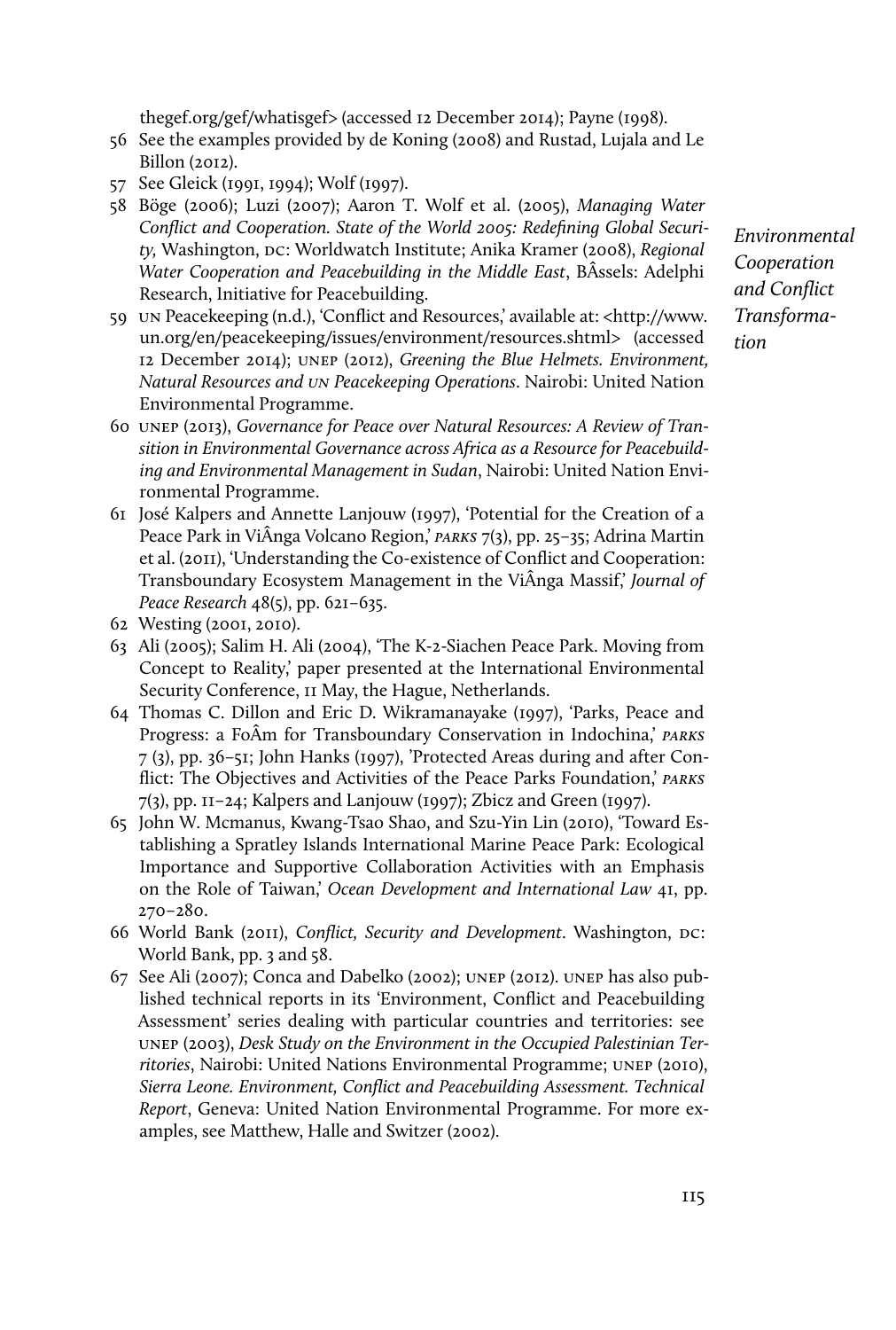thegef.org/gef/whatisgef> (accessed 12 December 2014); Payne (1998).

56 See the examples provided by de Koning (2008) and Rustad, Lujala and Le Billon (2012).

57 See Gleick (1991, 1994); Wolf (1997).

58 Böge (2006); Luzi (2007); Aaron T. Wolf et al. (2005), *Managing Water Conflict and Cooperation. State of the World 2005: Redefining Global Security,* Washington, DC: Worldwatch Institute; Anika Kramer (2008), *Regional Water Cooperation and Peacebuilding in the Middle East*, BÂssels: Adelphi Research, Initiative for Peacebuilding.

59 UN Peacekeeping (n.d.), 'Conflict and Resources,' available at: <http://www.un.org/en/peacekeeping/issues/environment/resources.shtml> (accessed 12 December 2014); UNEP (2012), *Greening the Blue Helmets. Environment, Natural Resources and UN Peacekeeping Operations*. Nairobi: United Nation Environmental Programme.

60 UNEP (2013), *Governance for Peace over Natural Resources: A Review of Transition in Environmental Governance across Africa as a Resource for Peacebuilding and Environmental Management in Sudan*, Nairobi: United Nation Environmental Programme.

61 José Kalpers and Annette Lanjouw (1997), 'Potential for the Creation of a Peace Park in ViÂnga Volcano Region,' *PARKS* 7(3), pp. 25–35; Adrina Martin et al. (2011), 'Understanding the Co-existence of Conflict and Cooperation: Transboundary Ecosystem Management in the ViÂnga Massif,' *Journal of Peace Research* 48(5), pp. 621–635.

62 Westing (2001, 2010).

63 Ali (2005); Salim H. Ali (2004), 'The K-2-Siachen Peace Park. Moving from Concept to Reality,' paper presented at the International Environmental Security Conference, 11 May, the Hague, Netherlands.

64 Thomas C. Dillon and Eric D. Wikramanayake (1997), 'Parks, Peace and Progress: a FoÂm for Transboundary Conservation in Indochina,' *PARKS* 7 (3), pp. 36–51; John Hanks (1997), 'Protected Areas during and after Conflict: The Objectives and Activities of the Peace Parks Foundation,' *PARKS* 7(3), pp. 11–24; Kalpers and Lanjouw (1997); Zbicz and Green (1997).

65 John W. Mcmanus, Kwang-Tsao Shao, and Szu-Yin Lin (2010), 'Toward Establishing a Spratley Islands International Marine Peace Park: Ecological Importance and Supportive Collaboration Activities with an Emphasis on the Role of Taiwan,' *Ocean Development and International Law* 41, pp. 270–280.

66 World Bank (2011), *Conflict, Security and Development*. Washington, DC: World Bank, pp. 3 and 58.

67 See Ali (2007); Conca and Dabelko (2002); UNEP (2012). UNEP has also published technical reports in its 'Environment, Conflict and Peacebuilding Assessment' series dealing with particular countries and territories: see UNEP (2003), *Desk Study on the Environment in the Occupied Palestinian Territories*, Nairobi: United Nations Environmental Programme; UNEP (2010), *Sierra Leone. Environment, Conflict and Peacebuilding Assessment. Technical Report*, Geneva: United Nation Environmental Programme. For more examples, see Matthew, Halle and Switzer (2002).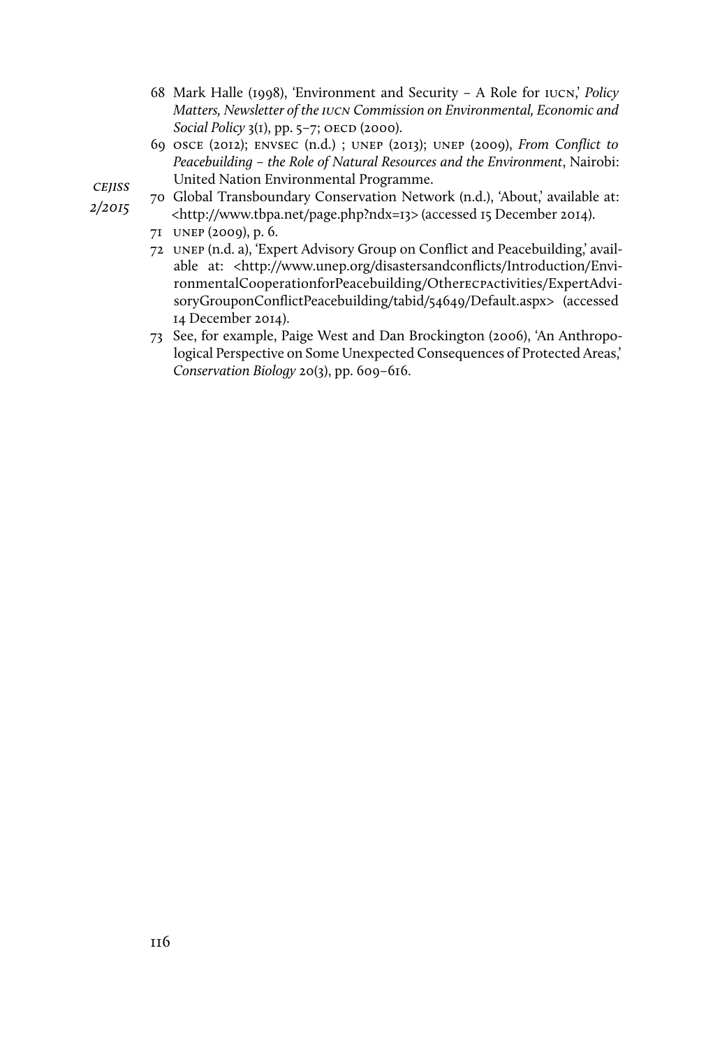68 Mark Halle (1998), 'Environment and Security – A Role for IUCN,' *Policy Matters, Newsletter of the IUCN Commission on Environmental, Economic and Social Policy* 3(1), pp. 5–7; OECD (2000).

69 OSCE (2012); ENVSEC (n.d.) ; UNEP (2013); UNEP (2009), *From Conflict to Peacebuilding – the Role of Natural Resources and the Environment*, Nairobi: United Nation Environmental Programme.

70 Global Transboundary Conservation Network (n.d.), 'About,' available at: <http://www.tbpa.net/page.php?ndx=13> (accessed 15 December 2014).

71 UNEP (2009), p. 6.

72 UNEP (n.d. a), 'Expert Advisory Group on Conflict and Peacebuilding,' available at: <http://www.unep.org/disastersandconflicts/Introduction/EnvironmentalCooperationforPeacebuilding/OtherECPActivities/ExpertAdvisoryGrouponConflictPeacebuilding/tabid/54649/Default.aspx> (accessed 14 December 2014).

73 See, for example, Paige West and Dan Brockington (2006), 'An Anthropological Perspective on Some Unexpected Consequences of Protected Areas,' *Conservation Biology* 20(3), pp. 609–616.